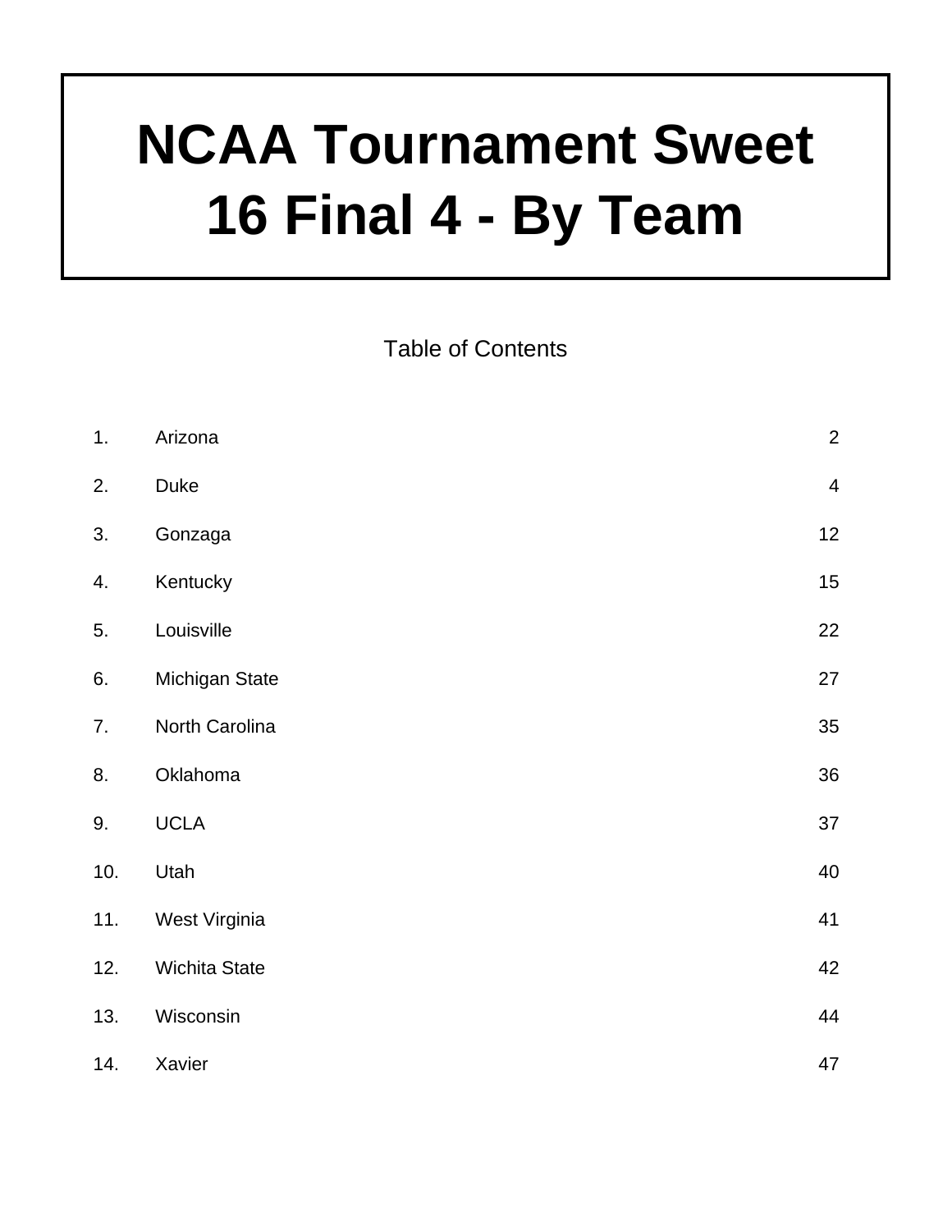# NCAA Tournament Sweet 16 Final 4 - By Team

Table of Contents

| | | |
|---|---|---|
| 1. | Arizona | 2 |
| 2. | Duke | 4 |
| 3. | Gonzaga | 12 |
| 4. | Kentucky | 15 |
| 5. | Louisville | 22 |
| 6. | Michigan State | 27 |
| 7. | North Carolina | 35 |
| 8. | Oklahoma | 36 |
| 9. | UCLA | 37 |
| 10. | Utah | 40 |
| 11. | West Virginia | 41 |
| 12. | Wichita State | 42 |
| 13. | Wisconsin | 44 |
| 14. | Xavier | 47 |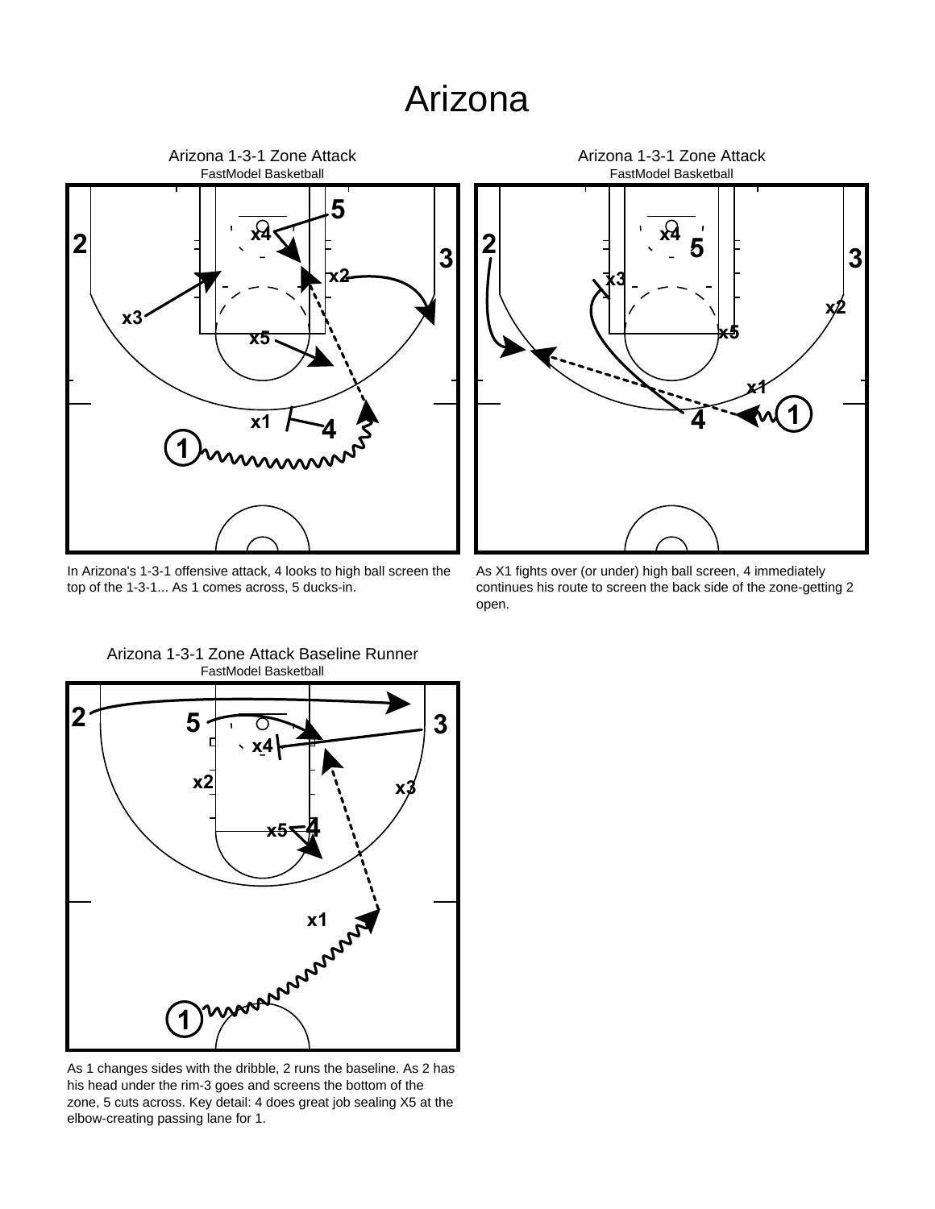# Arizona

## Arizona 1-3-1 Zone Attack

FastModel Basketball

In Arizona's 1-3-1 offensive attack, 4 looks to high ball screen the top of the 1-3-1... As 1 comes across, 5 ducks-in.

## Arizona 1-3-1 Zone Attack

FastModel Basketball

As X1 fights over (or under) high ball screen, 4 immediately continues his route to screen the back side of the zone-getting 2 open.

## Arizona 1-3-1 Zone Attack Baseline Runner

FastModel Basketball

As 1 changes sides with the dribble, 2 runs the baseline. As 2 has his head under the rim-3 goes and screens the bottom of the zone, 5 cuts across. Key detail: 4 does great job sealing X5 at the elbow-creating passing lane for 1.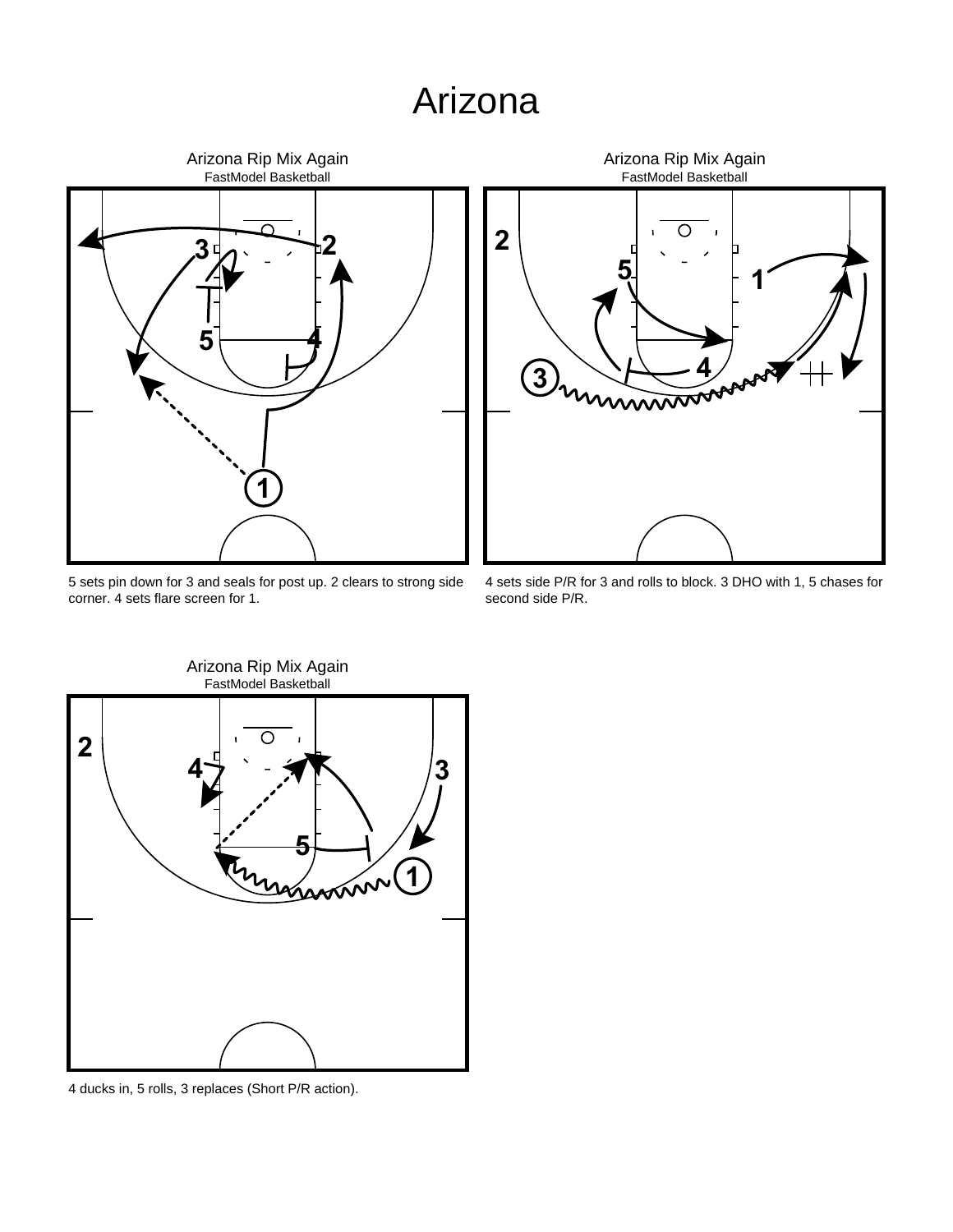# Arizona

## Arizona Rip Mix Again

FastModel Basketball

5 sets pin down for 3 and seals for post up. 2 clears to strong side corner. 4 sets flare screen for 1.

## Arizona Rip Mix Again

FastModel Basketball

4 sets side P/R for 3 and rolls to block. 3 DHO with 1, 5 chases for second side P/R.

## Arizona Rip Mix Again

FastModel Basketball

4 ducks in, 5 rolls, 3 replaces (Short P/R action).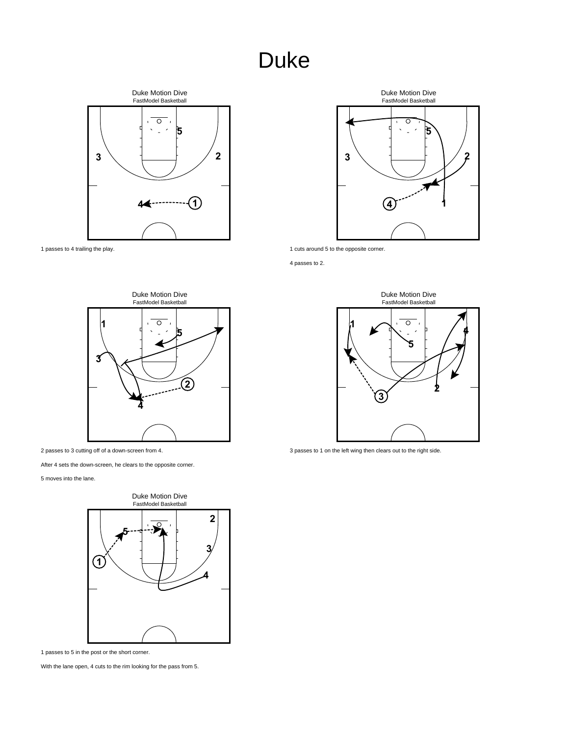# Duke

Duke Motion Dive
FastModel Basketball

1 passes to 4 trailing the play.

Duke Motion Dive
FastModel Basketball

1 cuts around 5 to the opposite corner.

4 passes to 2.

Duke Motion Dive
FastModel Basketball

2 passes to 3 cutting off of a down-screen from 4.

After 4 sets the down-screen, he clears to the opposite corner.

5 moves into the lane.

Duke Motion Dive
FastModel Basketball

3 passes to 1 on the left wing then clears out to the right side.

Duke Motion Dive
FastModel Basketball

1 passes to 5 in the post or the short corner.

With the lane open, 4 cuts to the rim looking for the pass from 5.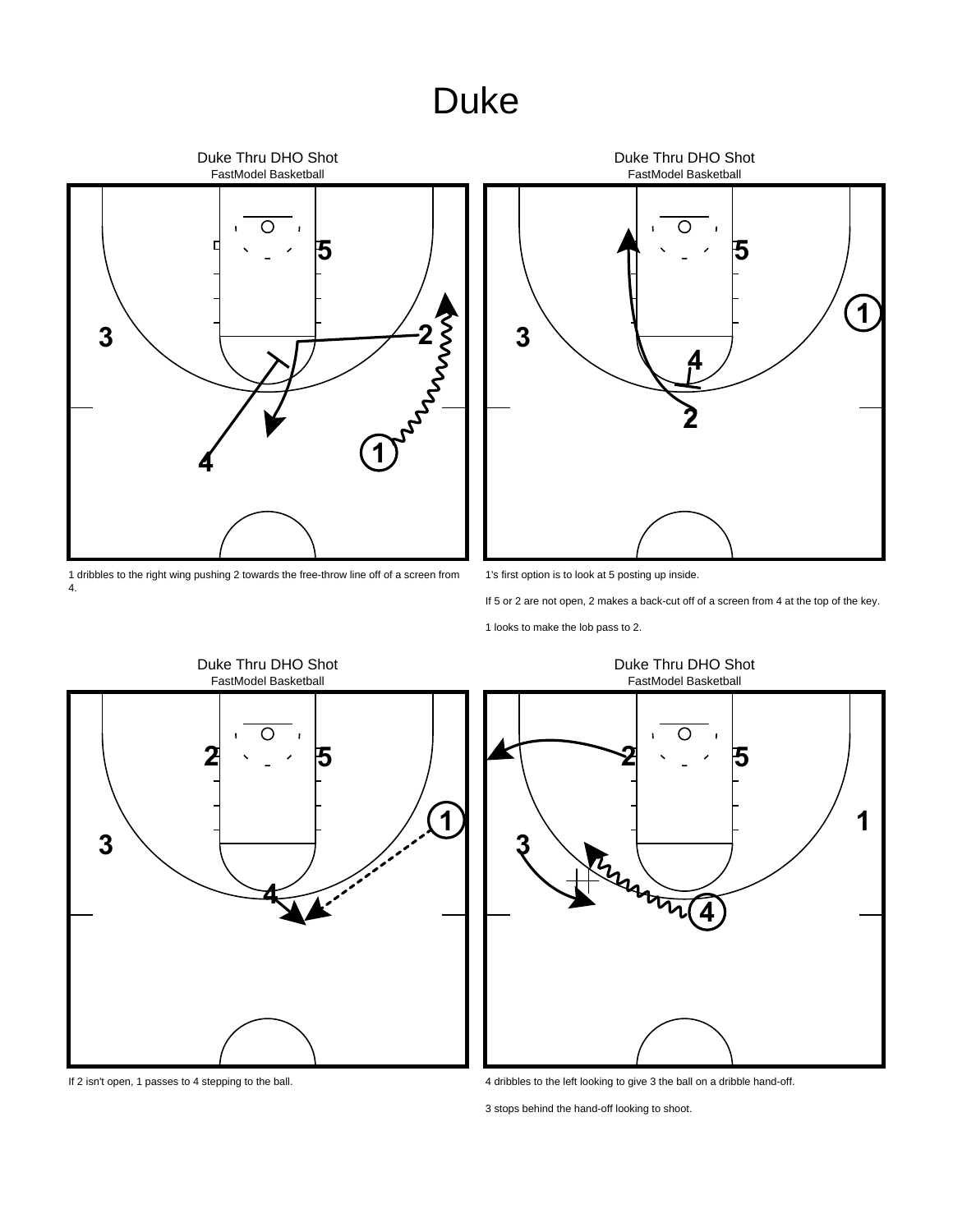# Duke

### Duke Thru DHO Shot
FastModel Basketball

1 dribbles to the right wing pushing 2 towards the free-throw line off of a screen from 4.

### Duke Thru DHO Shot
FastModel Basketball

1's first option is to look at 5 posting up inside.

If 5 or 2 are not open, 2 makes a back-cut off of a screen from 4 at the top of the key.

1 looks to make the lob pass to 2.

### Duke Thru DHO Shot
FastModel Basketball

If 2 isn't open, 1 passes to 4 stepping to the ball.

### Duke Thru DHO Shot
FastModel Basketball

4 dribbles to the left looking to give 3 the ball on a dribble hand-off.

3 stops behind the hand-off looking to shoot.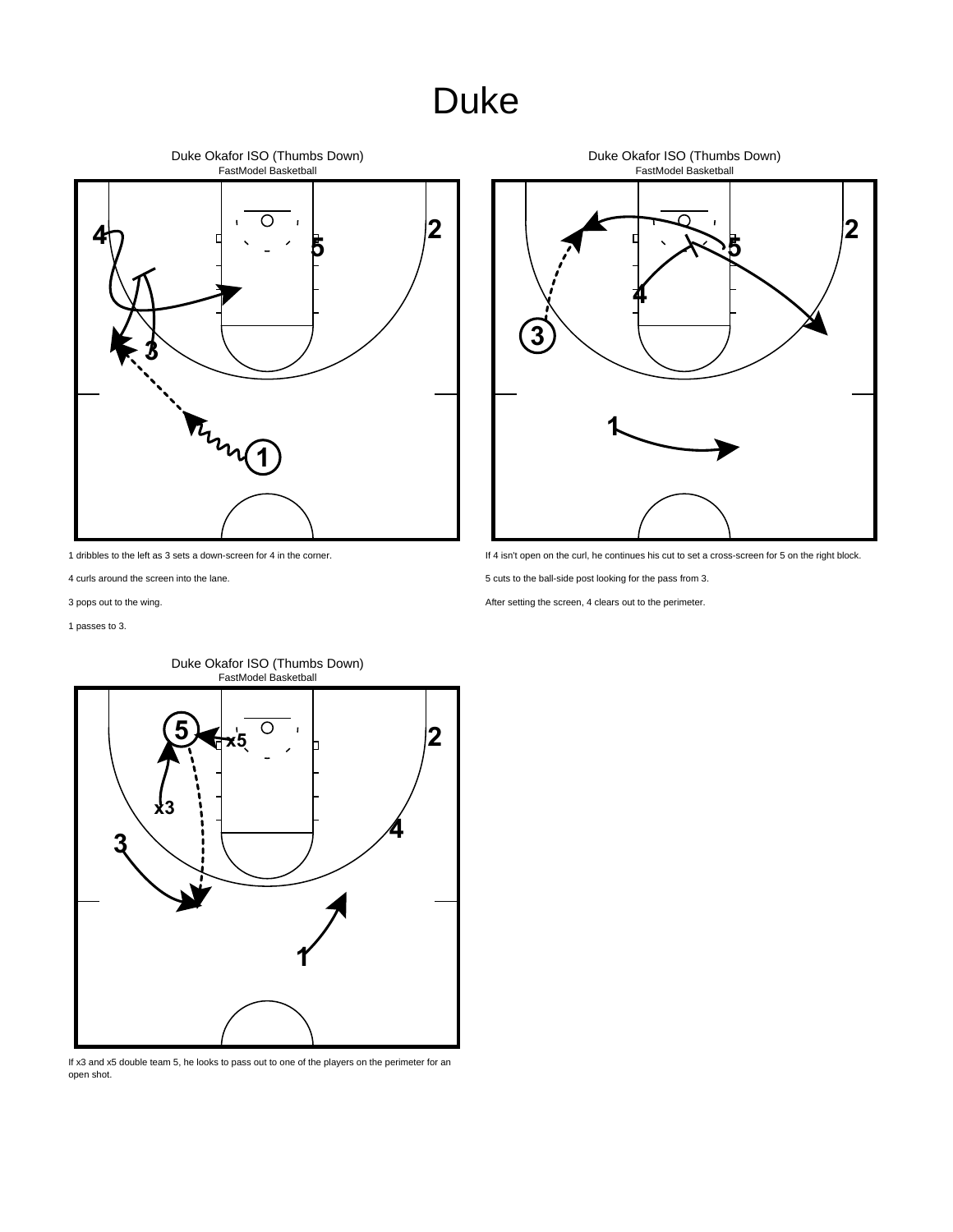# Duke

Duke Okafor ISO (Thumbs Down)
FastModel Basketball

1 dribbles to the left as 3 sets a down-screen for 4 in the corner.

4 curls around the screen into the lane.

3 pops out to the wing.

1 passes to 3.

Duke Okafor ISO (Thumbs Down)
FastModel Basketball

If 4 isn't open on the curl, he continues his cut to set a cross-screen for 5 on the right block.

5 cuts to the ball-side post looking for the pass from 3.

After setting the screen, 4 clears out to the perimeter.

Duke Okafor ISO (Thumbs Down)
FastModel Basketball

If x3 and x5 double team 5, he looks to pass out to one of the players on the perimeter for an open shot.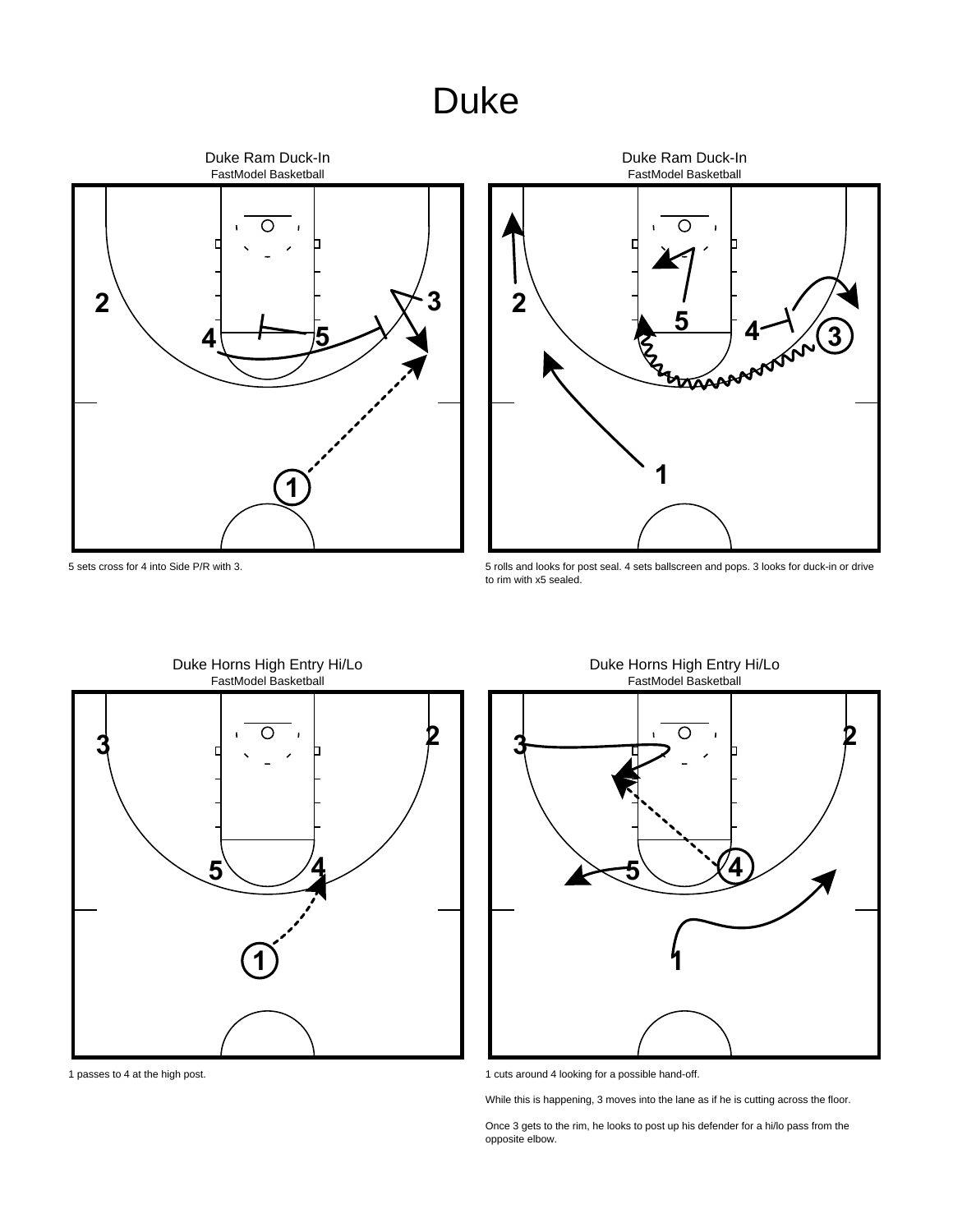# Duke

## Duke Ram Duck-In

FastModel Basketball

5 sets cross for 4 into Side P/R with 3.

## Duke Ram Duck-In

FastModel Basketball

5 rolls and looks for post seal. 4 sets ballscreen and pops. 3 looks for duck-in or drive to rim with x5 sealed.

## Duke Horns High Entry Hi/Lo

FastModel Basketball

1 passes to 4 at the high post.

## Duke Horns High Entry Hi/Lo

FastModel Basketball

1 cuts around 4 looking for a possible hand-off.

While this is happening, 3 moves into the lane as if he is cutting across the floor.

Once 3 gets to the rim, he looks to post up his defender for a hi/lo pass from the opposite elbow.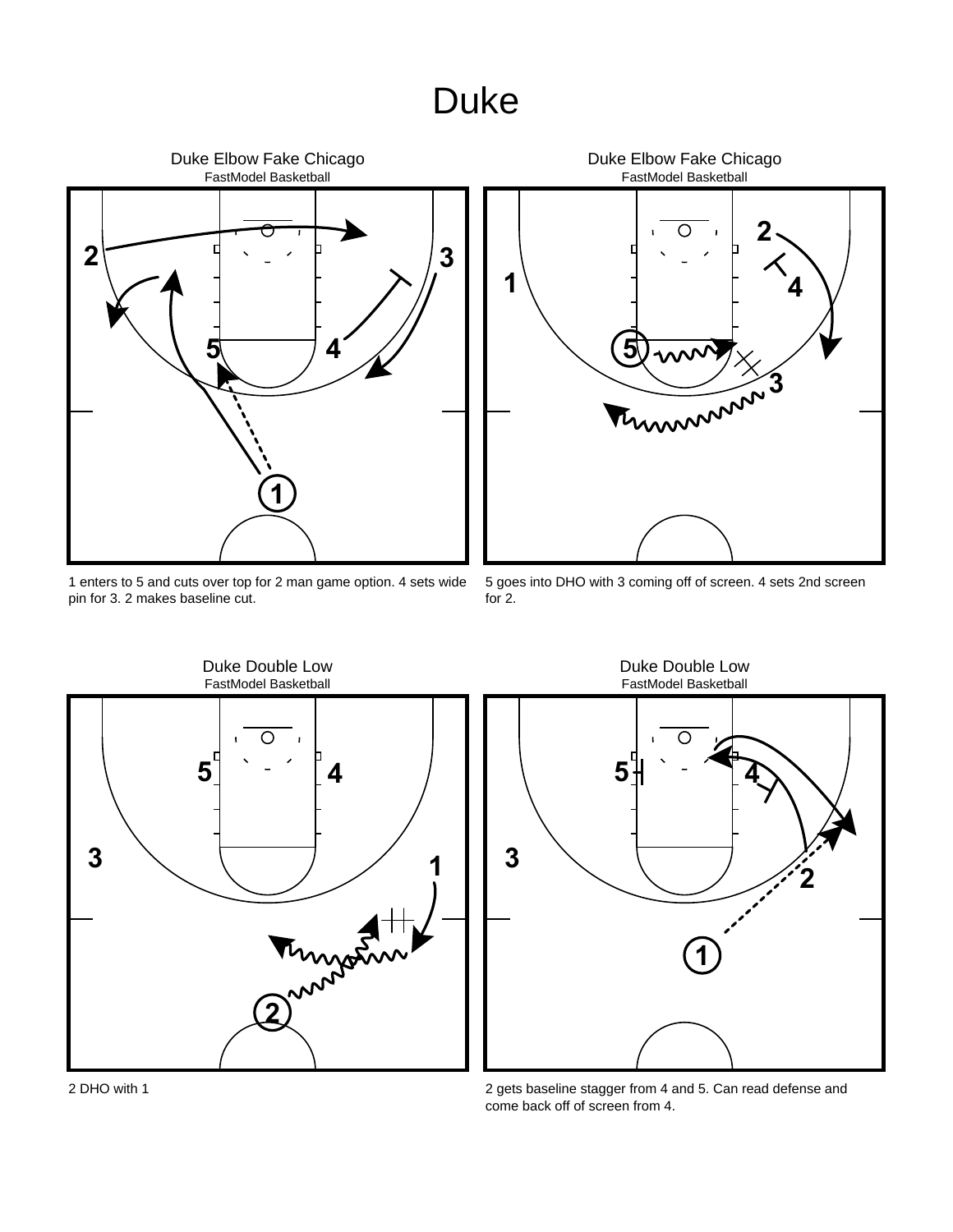# Duke

### Duke Elbow Fake Chicago

FastModel Basketball

1 enters to 5 and cuts over top for 2 man game option. 4 sets wide pin for 3. 2 makes baseline cut.

### Duke Elbow Fake Chicago

FastModel Basketball

5 goes into DHO with 3 coming off of screen. 4 sets 2nd screen for 2.

### Duke Double Low

FastModel Basketball

2 DHO with 1

### Duke Double Low

FastModel Basketball

2 gets baseline stagger from 4 and 5. Can read defense and come back off of screen from 4.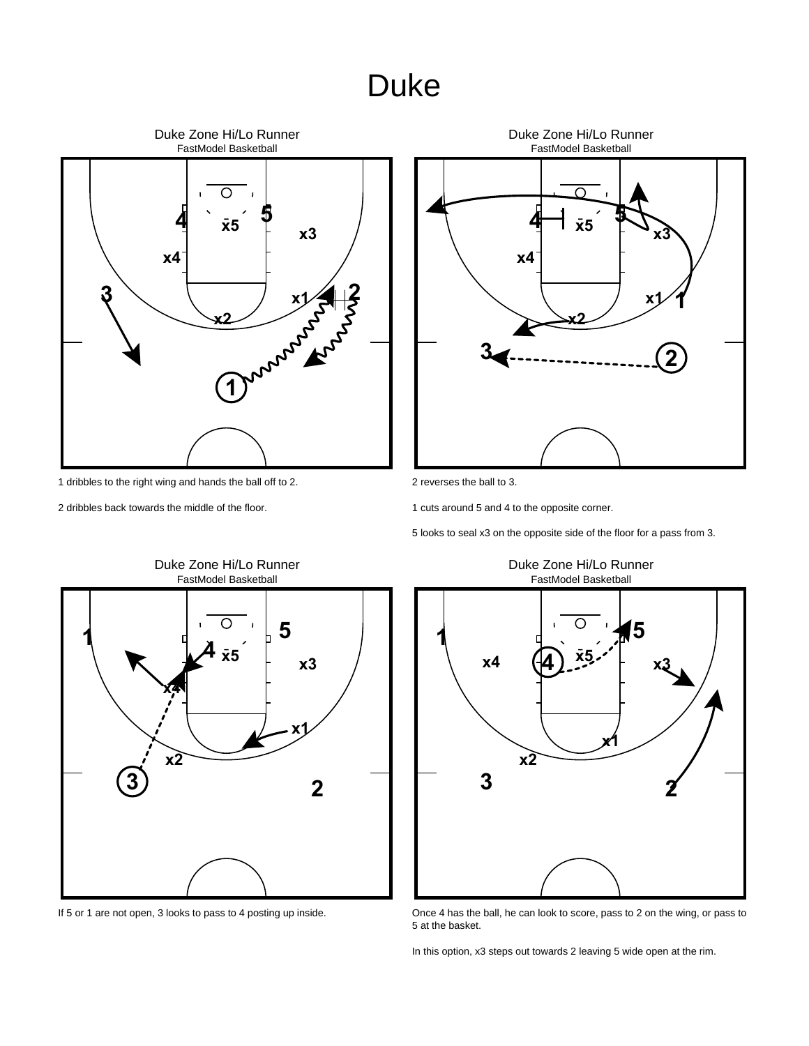# Duke

### Duke Zone Hi/Lo Runner

FastModel Basketball

1 dribbles to the right wing and hands the ball off to 2.

2 dribbles back towards the middle of the floor.

### Duke Zone Hi/Lo Runner

FastModel Basketball

2 reverses the ball to 3.

1 cuts around 5 and 4 to the opposite corner.

5 looks to seal x3 on the opposite side of the floor for a pass from 3.

### Duke Zone Hi/Lo Runner

FastModel Basketball

If 5 or 1 are not open, 3 looks to pass to 4 posting up inside.

### Duke Zone Hi/Lo Runner

FastModel Basketball

Once 4 has the ball, he can look to score, pass to 2 on the wing, or pass to 5 at the basket.

In this option, x3 steps out towards 2 leaving 5 wide open at the rim.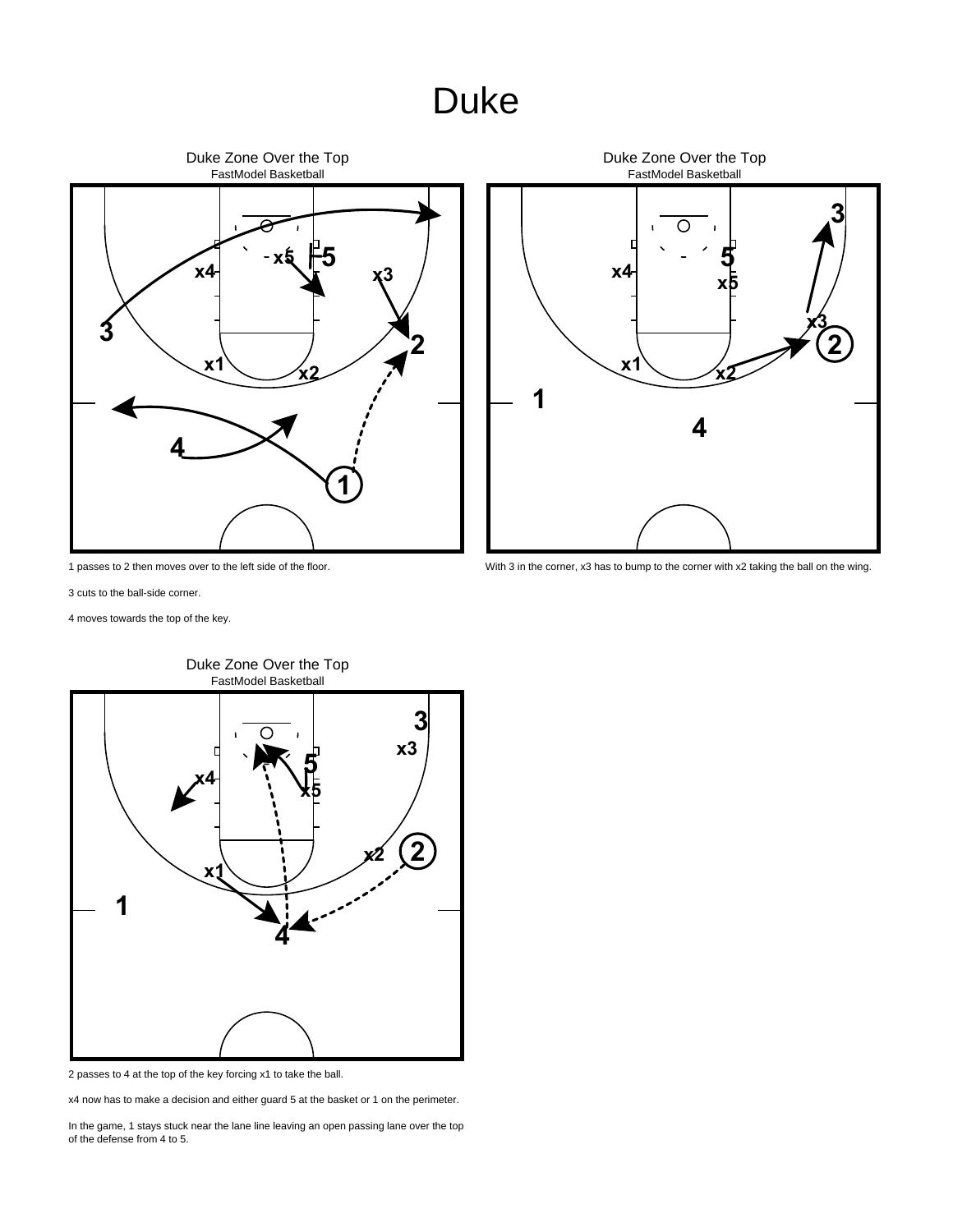# Duke

## Duke Zone Over the Top

FastModel Basketball

1 passes to 2 then moves over to the left side of the floor.

3 cuts to the ball-side corner.

4 moves towards the top of the key.

## Duke Zone Over the Top

FastModel Basketball

With 3 in the corner, x3 has to bump to the corner with x2 taking the ball on the wing.

## Duke Zone Over the Top

FastModel Basketball

2 passes to 4 at the top of the key forcing x1 to take the ball.

x4 now has to make a decision and either guard 5 at the basket or 1 on the perimeter.

In the game, 1 stays stuck near the lane line leaving an open passing lane over the top of the defense from 4 to 5.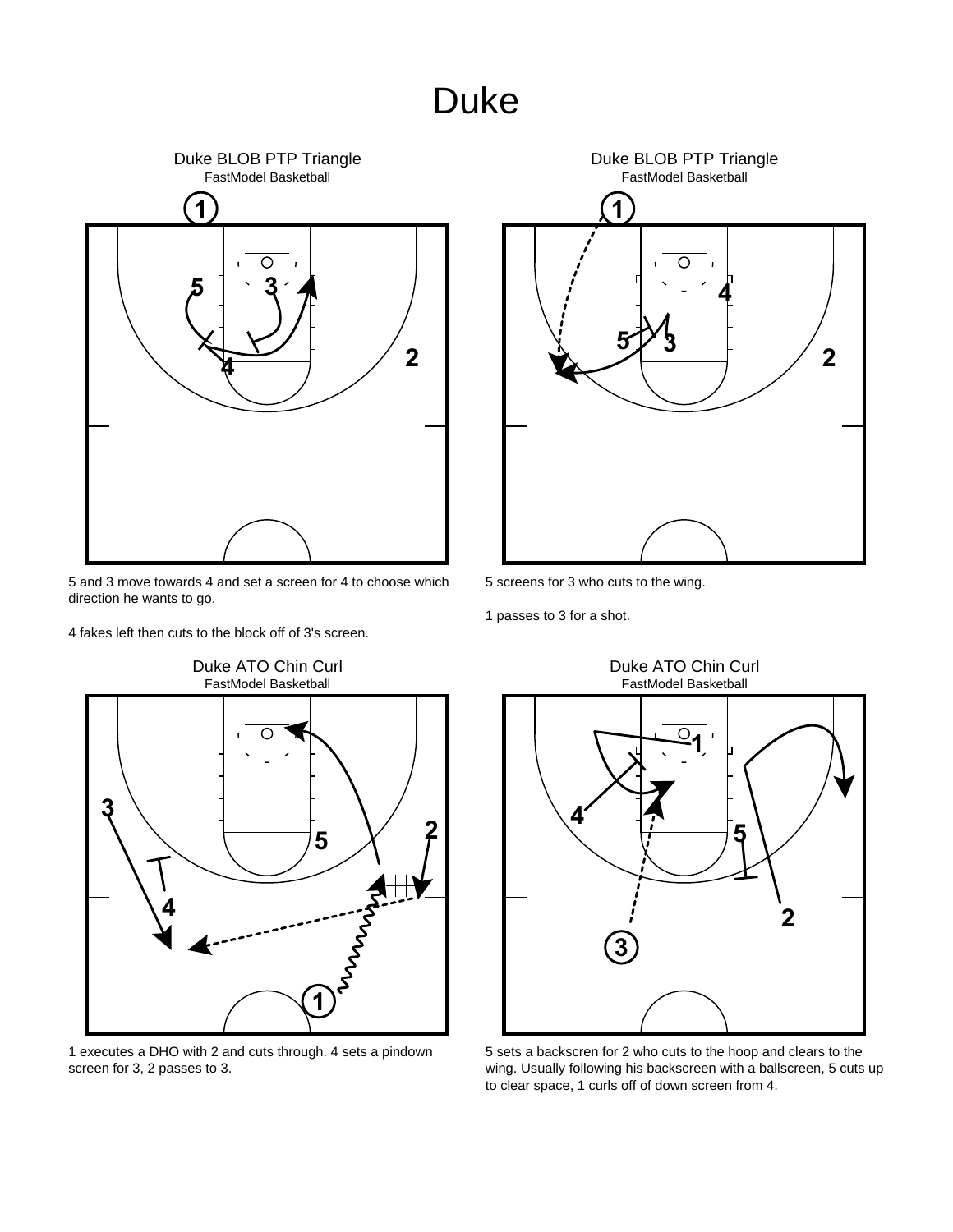# Duke

### Duke BLOB PTP Triangle

FastModel Basketball

5 and 3 move towards 4 and set a screen for 4 to choose which direction he wants to go.

4 fakes left then cuts to the block off of 3's screen.

### Duke BLOB PTP Triangle

FastModel Basketball

5 screens for 3 who cuts to the wing.

1 passes to 3 for a shot.

### Duke ATO Chin Curl

FastModel Basketball

1 executes a DHO with 2 and cuts through. 4 sets a pindown screen for 3, 2 passes to 3.

### Duke ATO Chin Curl

FastModel Basketball

5 sets a backscren for 2 who cuts to the hoop and clears to the wing. Usually following his backscreen with a ballscreen, 5 cuts up to clear space, 1 curls off of down screen from 4.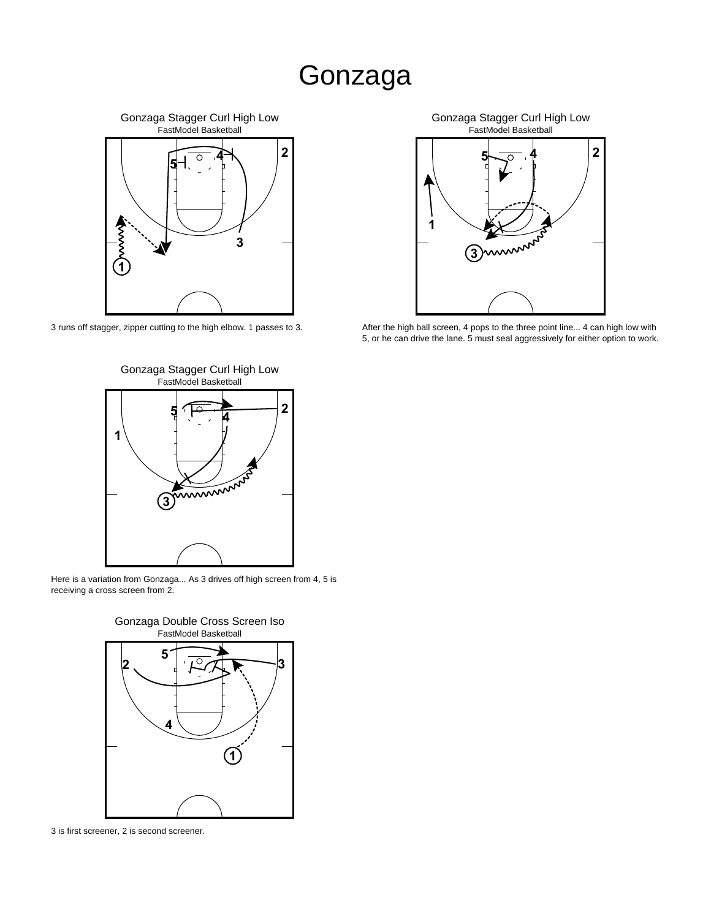# Gonzaga

Gonzaga Stagger Curl High Low
FastModel Basketball

3 runs off stagger, zipper cutting to the high elbow. 1 passes to 3.

Gonzaga Stagger Curl High Low
FastModel Basketball

After the high ball screen, 4 pops to the three point line... 4 can high low with 5, or he can drive the lane. 5 must seal aggressively for either option to work.

Gonzaga Stagger Curl High Low
FastModel Basketball

Here is a variation from Gonzaga... As 3 drives off high screen from 4, 5 is receiving a cross screen from 2.

Gonzaga Double Cross Screen Iso
FastModel Basketball

3 is first screener, 2 is second screener.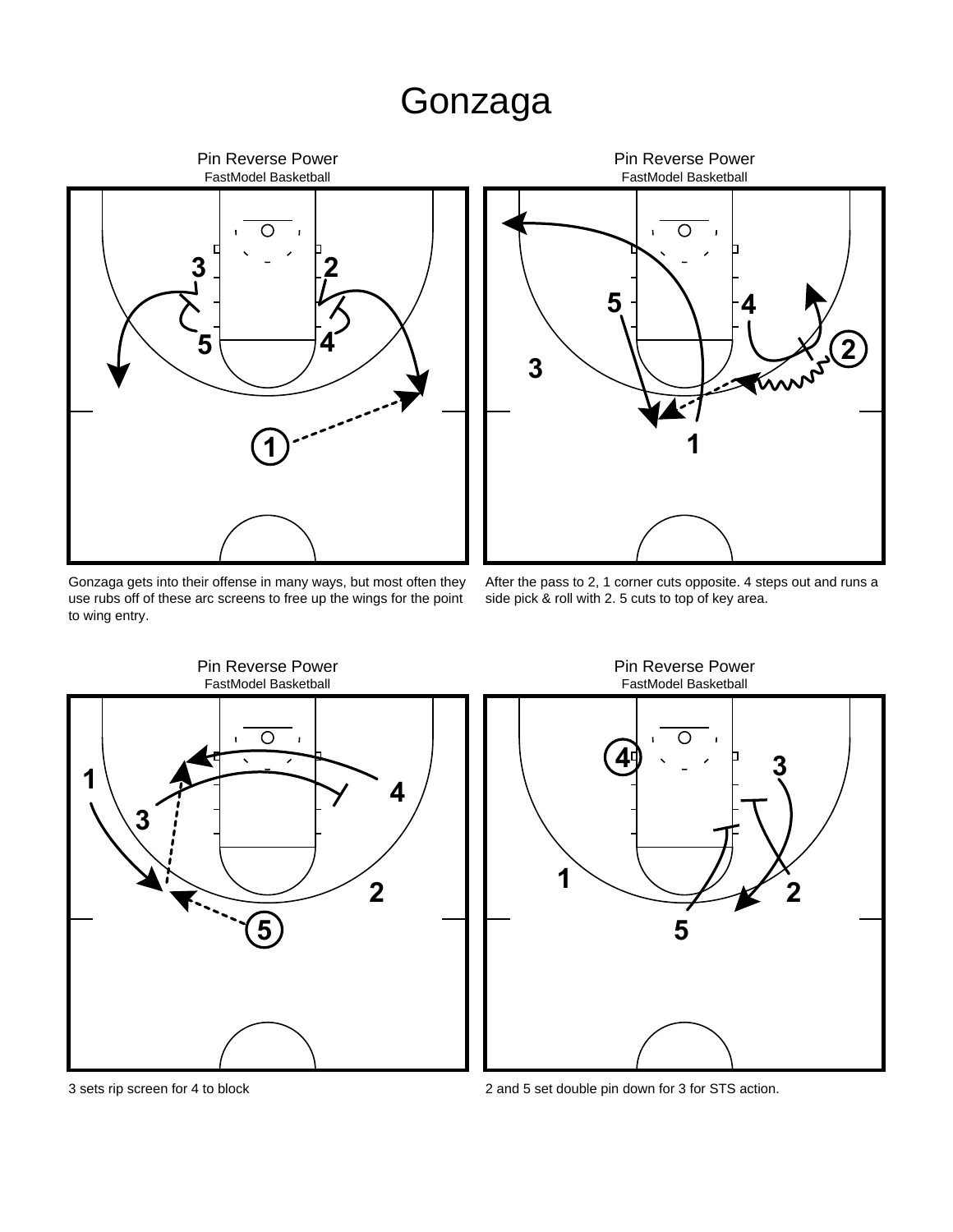# Gonzaga

Pin Reverse Power
FastModel Basketball

Gonzaga gets into their offense in many ways, but most often they use rubs off of these arc screens to free up the wings for the point to wing entry.

Pin Reverse Power
FastModel Basketball

After the pass to 2, 1 corner cuts opposite. 4 steps out and runs a side pick & roll with 2. 5 cuts to top of key area.

Pin Reverse Power
FastModel Basketball

3 sets rip screen for 4 to block

Pin Reverse Power
FastModel Basketball

2 and 5 set double pin down for 3 for STS action.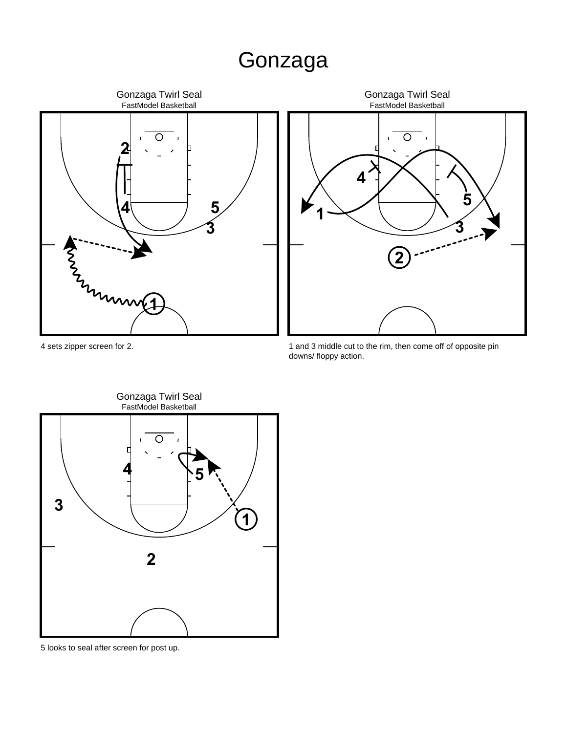# Gonzaga

Gonzaga Twirl Seal

FastModel Basketball

4 sets zipper screen for 2.

Gonzaga Twirl Seal

FastModel Basketball

1 and 3 middle cut to the rim, then come off of opposite pin downs/ floppy action.

Gonzaga Twirl Seal

FastModel Basketball

5 looks to seal after screen for post up.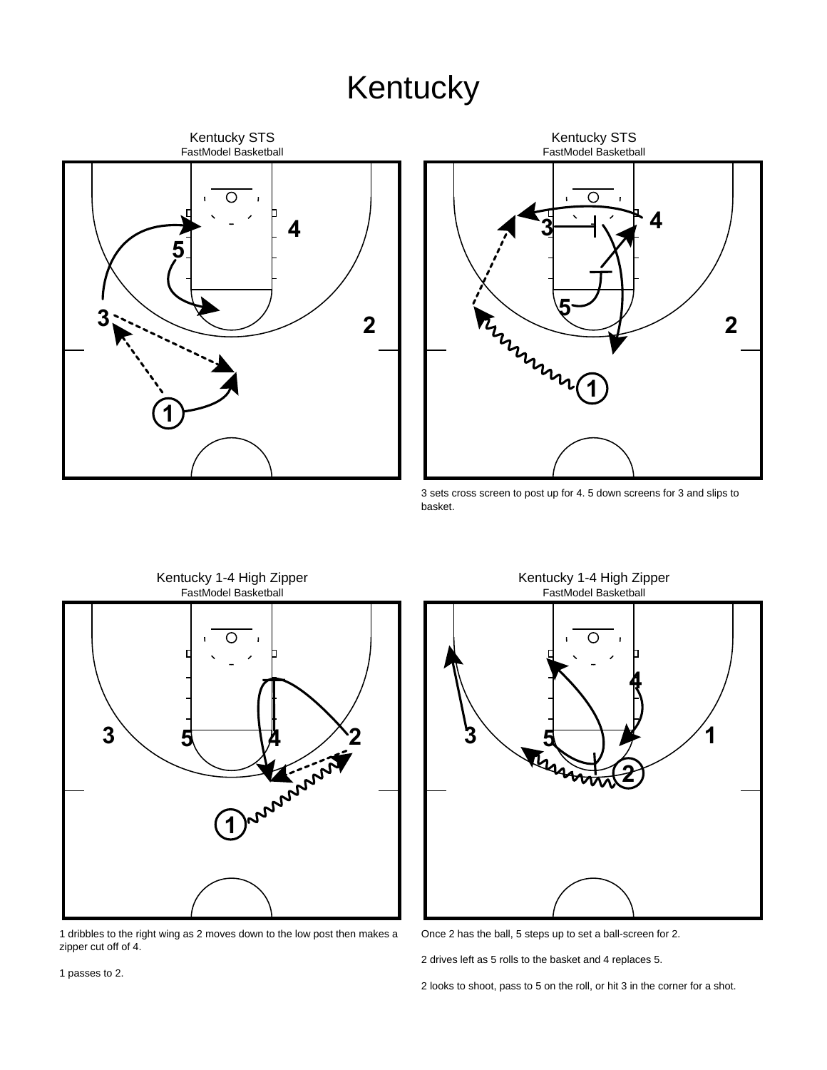# Kentucky

### Kentucky STS

FastModel Basketball

### Kentucky STS

FastModel Basketball

3 sets cross screen to post up for 4. 5 down screens for 3 and slips to basket.

### Kentucky 1-4 High Zipper

FastModel Basketball

1 dribbles to the right wing as 2 moves down to the low post then makes a zipper cut off of 4.

1 passes to 2.

### Kentucky 1-4 High Zipper

FastModel Basketball

Once 2 has the ball, 5 steps up to set a ball-screen for 2.

2 drives left as 5 rolls to the basket and 4 replaces 5.

2 looks to shoot, pass to 5 on the roll, or hit 3 in the corner for a shot.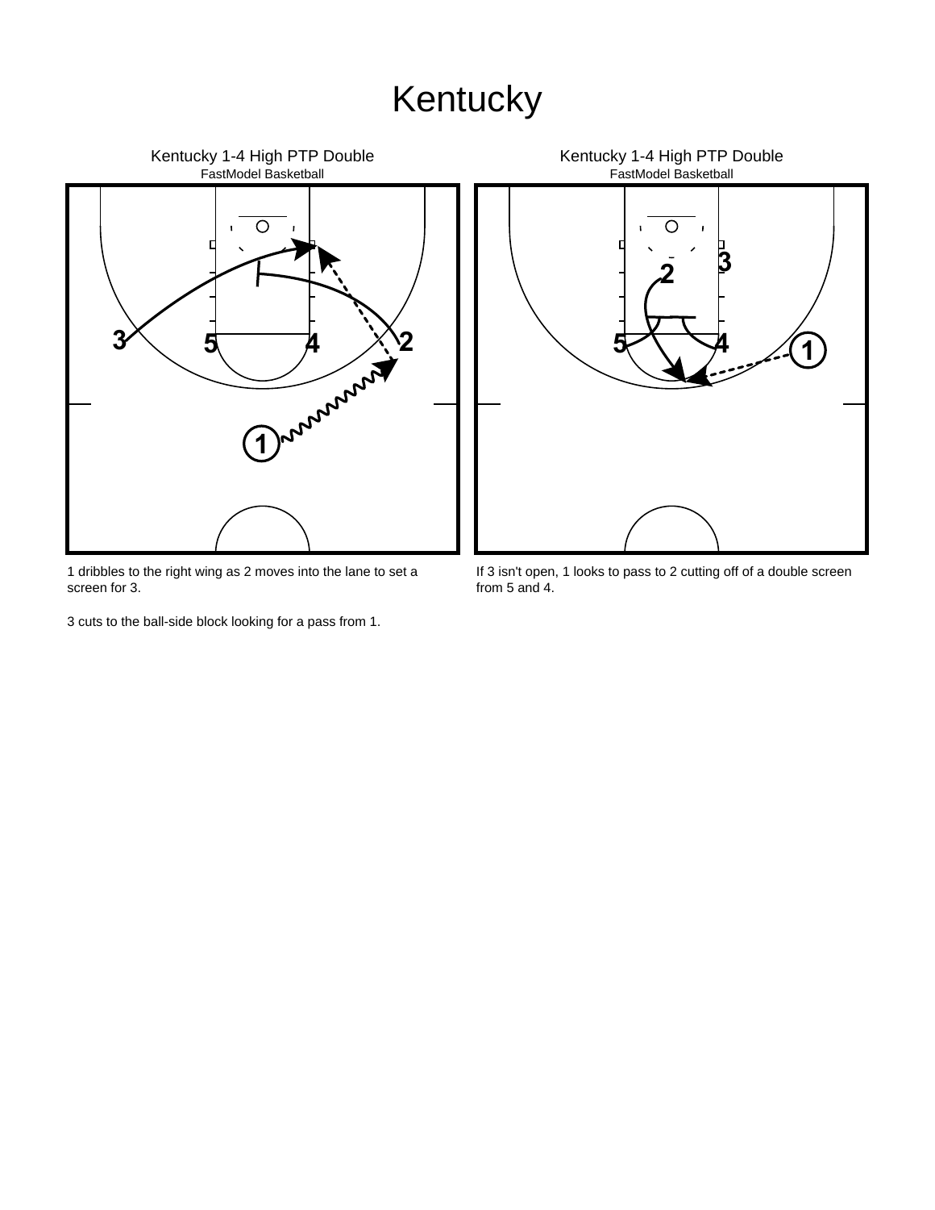# Kentucky

Kentucky 1-4 High PTP Double
FastModel Basketball

1 dribbles to the right wing as 2 moves into the lane to set a screen for 3.

3 cuts to the ball-side block looking for a pass from 1.

Kentucky 1-4 High PTP Double
FastModel Basketball

If 3 isn't open, 1 looks to pass to 2 cutting off of a double screen from 5 and 4.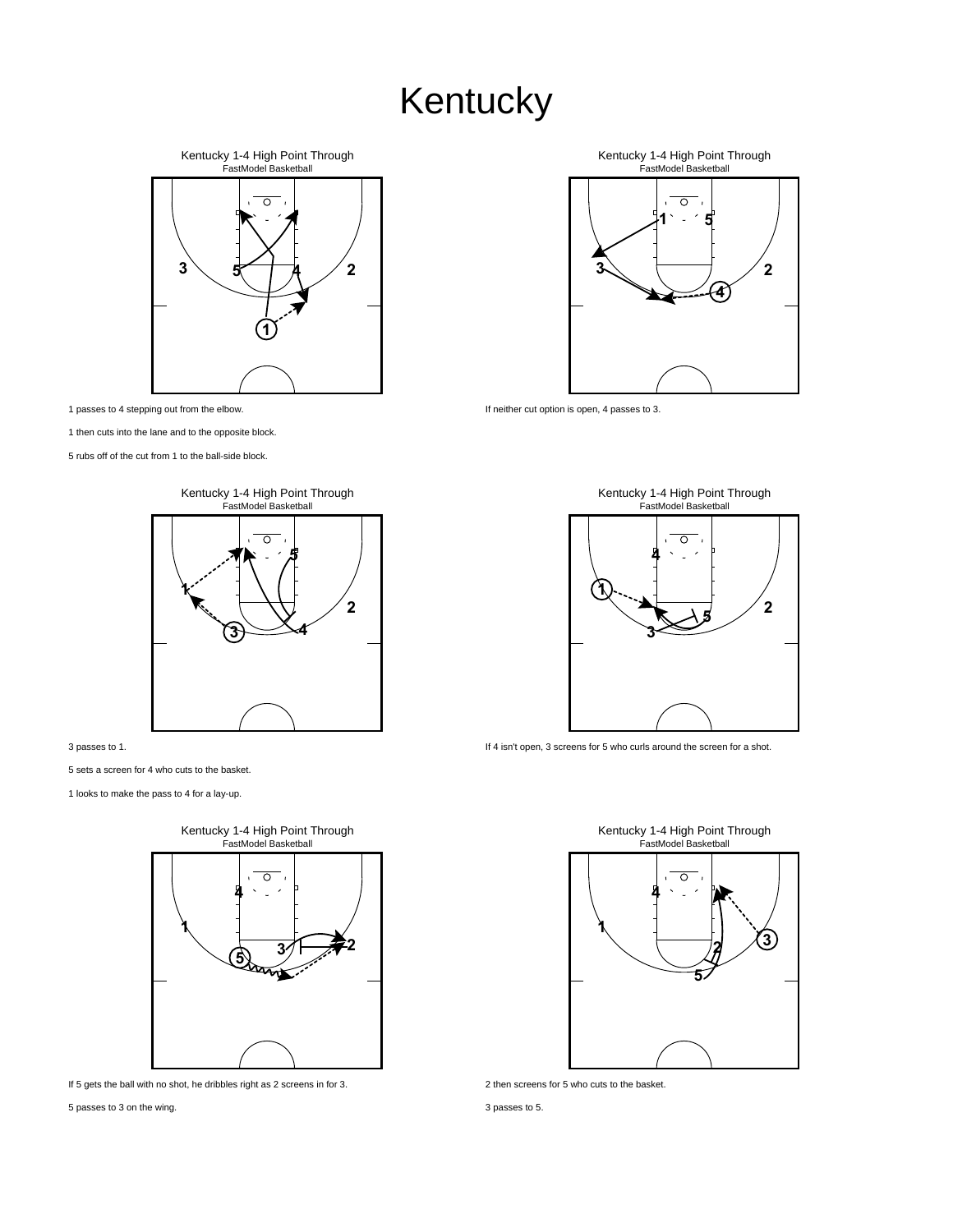# Kentucky

Kentucky 1-4 High Point Through
FastModel Basketball

1 passes to 4 stepping out from the elbow.

1 then cuts into the lane and to the opposite block.

5 rubs off of the cut from 1 to the ball-side block.

Kentucky 1-4 High Point Through
FastModel Basketball

If neither cut option is open, 4 passes to 3.

Kentucky 1-4 High Point Through
FastModel Basketball

3 passes to 1.

5 sets a screen for 4 who cuts to the basket.

1 looks to make the pass to 4 for a lay-up.

Kentucky 1-4 High Point Through
FastModel Basketball

If 4 isn't open, 3 screens for 5 who curls around the screen for a shot.

Kentucky 1-4 High Point Through
FastModel Basketball

If 5 gets the ball with no shot, he dribbles right as 2 screens in for 3.

5 passes to 3 on the wing.

Kentucky 1-4 High Point Through
FastModel Basketball

2 then screens for 5 who cuts to the basket.

3 passes to 5.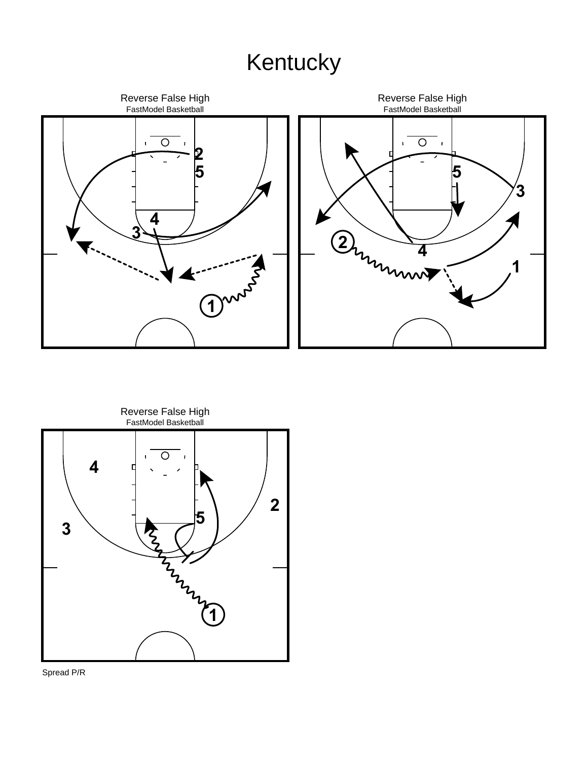# Kentucky

Reverse False High
FastModel Basketball

Reverse False High
FastModel Basketball

Reverse False High
FastModel Basketball

Spread P/R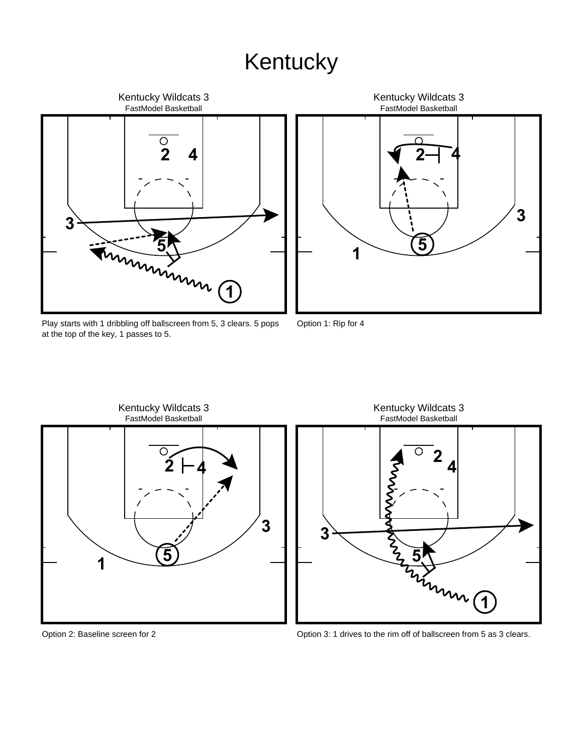# Kentucky

Kentucky Wildcats 3
FastModel Basketball

Play starts with 1 dribbling off ballscreen from 5, 3 clears. 5 pops at the top of the key, 1 passes to 5.

Kentucky Wildcats 3
FastModel Basketball

Option 1: Rip for 4

Kentucky Wildcats 3
FastModel Basketball

Option 2: Baseline screen for 2

Kentucky Wildcats 3
FastModel Basketball

Option 3: 1 drives to the rim off of ballscreen from 5 as 3 clears.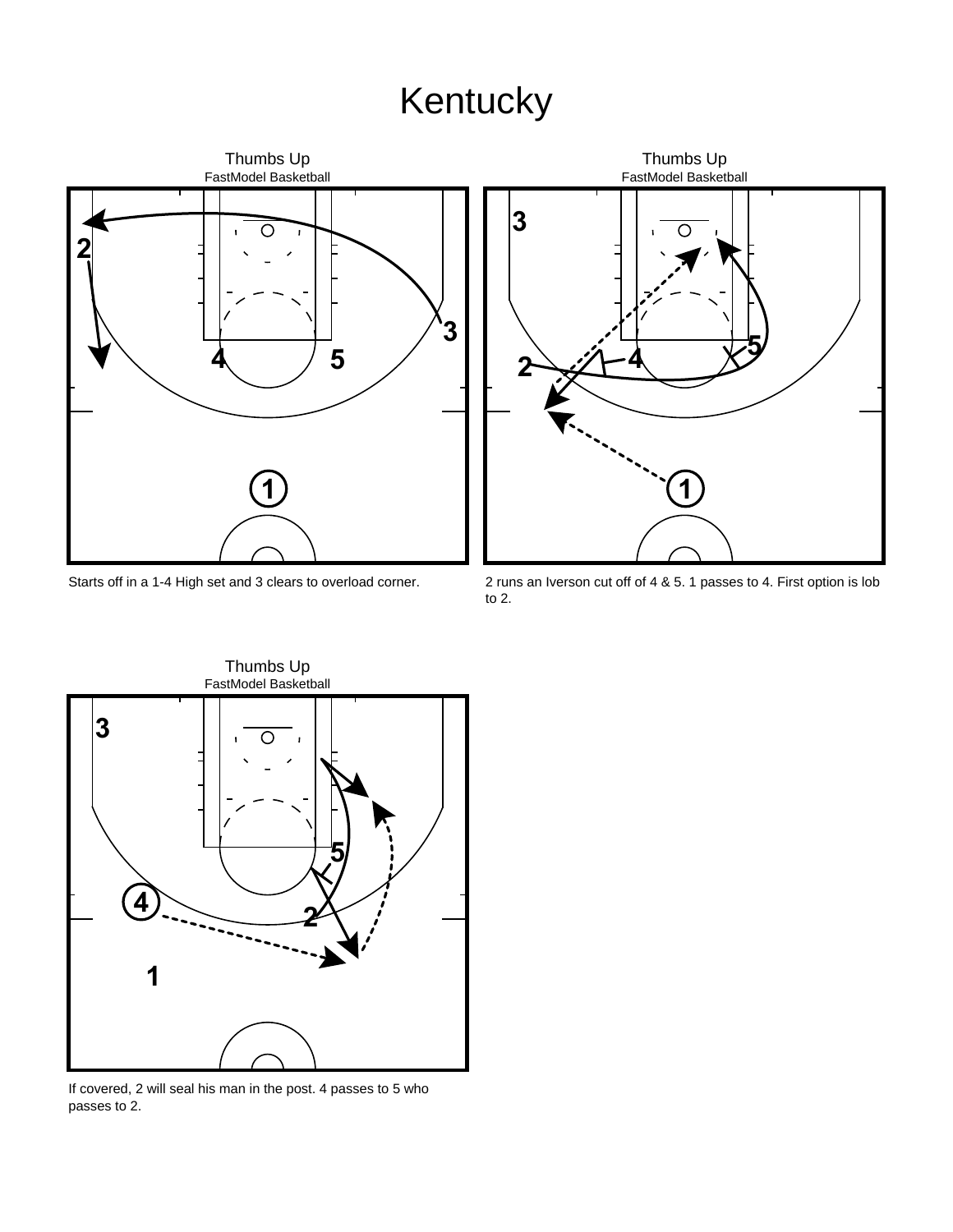# Kentucky

Thumbs Up
FastModel Basketball

Starts off in a 1-4 High set and 3 clears to overload corner.

Thumbs Up
FastModel Basketball

2 runs an Iverson cut off of 4 & 5. 1 passes to 4. First option is lob to 2.

Thumbs Up
FastModel Basketball

If covered, 2 will seal his man in the post. 4 passes to 5 who passes to 2.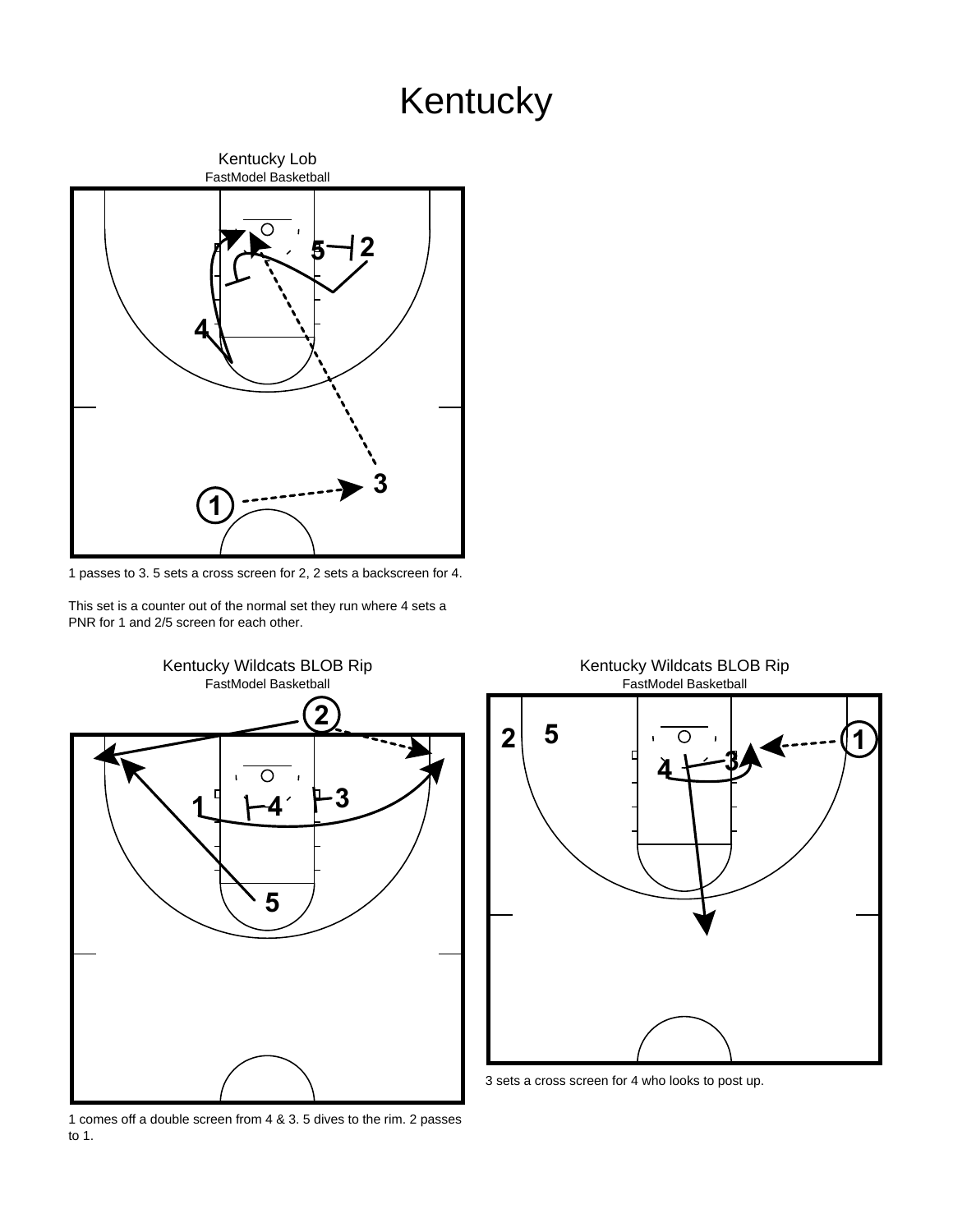# Kentucky

### Kentucky Lob

FastModel Basketball

1 passes to 3. 5 sets a cross screen for 2, 2 sets a backscreen for 4.

This set is a counter out of the normal set they run where 4 sets a PNR for 1 and 2/5 screen for each other.

### Kentucky Wildcats BLOB Rip

FastModel Basketball

1 comes off a double screen from 4 & 3. 5 dives to the rim. 2 passes to 1.

### Kentucky Wildcats BLOB Rip

FastModel Basketball

3 sets a cross screen for 4 who looks to post up.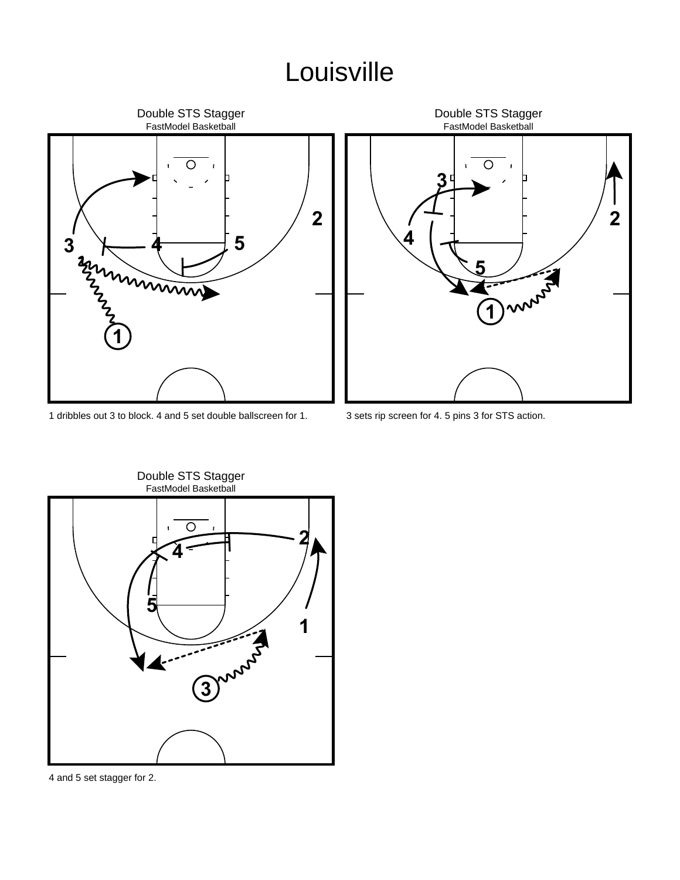# Louisville

Double STS Stagger
FastModel Basketball

1 dribbles out 3 to block. 4 and 5 set double ballscreen for 1.

Double STS Stagger
FastModel Basketball

3 sets rip screen for 4. 5 pins 3 for STS action.

Double STS Stagger
FastModel Basketball

4 and 5 set stagger for 2.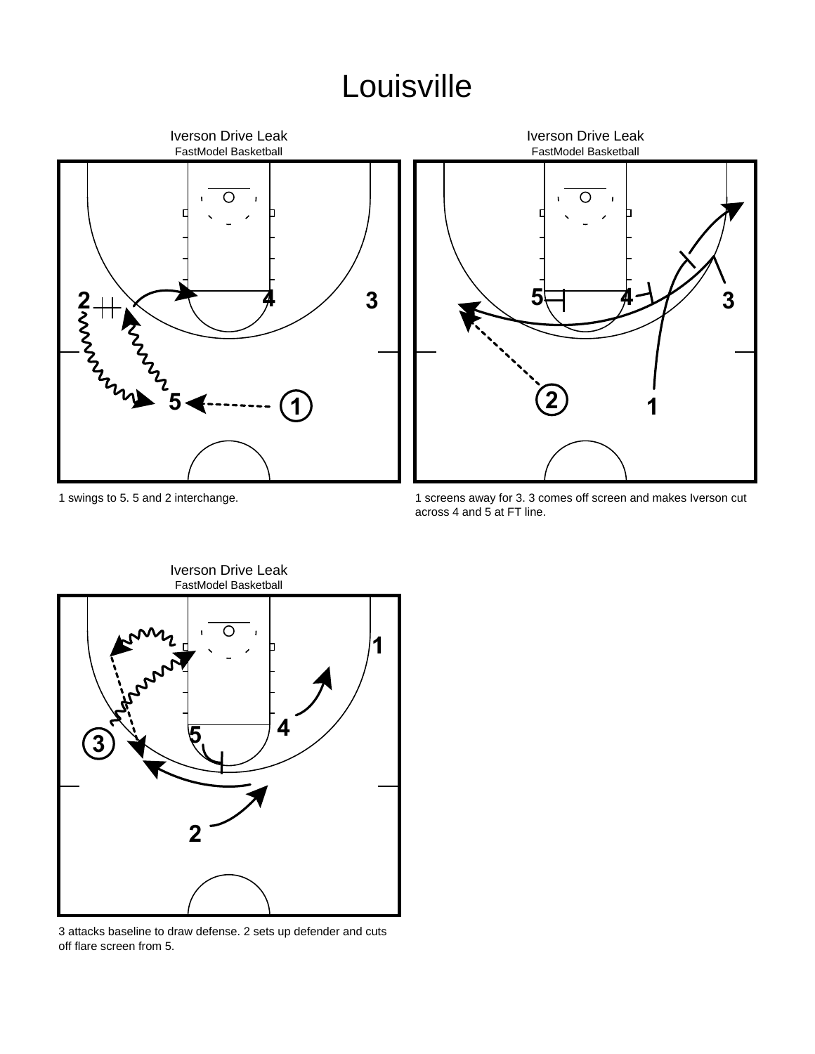# Louisville

Iverson Drive Leak
FastModel Basketball

1 swings to 5. 5 and 2 interchange.

Iverson Drive Leak
FastModel Basketball

1 screens away for 3. 3 comes off screen and makes Iverson cut across 4 and 5 at FT line.

Iverson Drive Leak
FastModel Basketball

3 attacks baseline to draw defense. 2 sets up defender and cuts off flare screen from 5.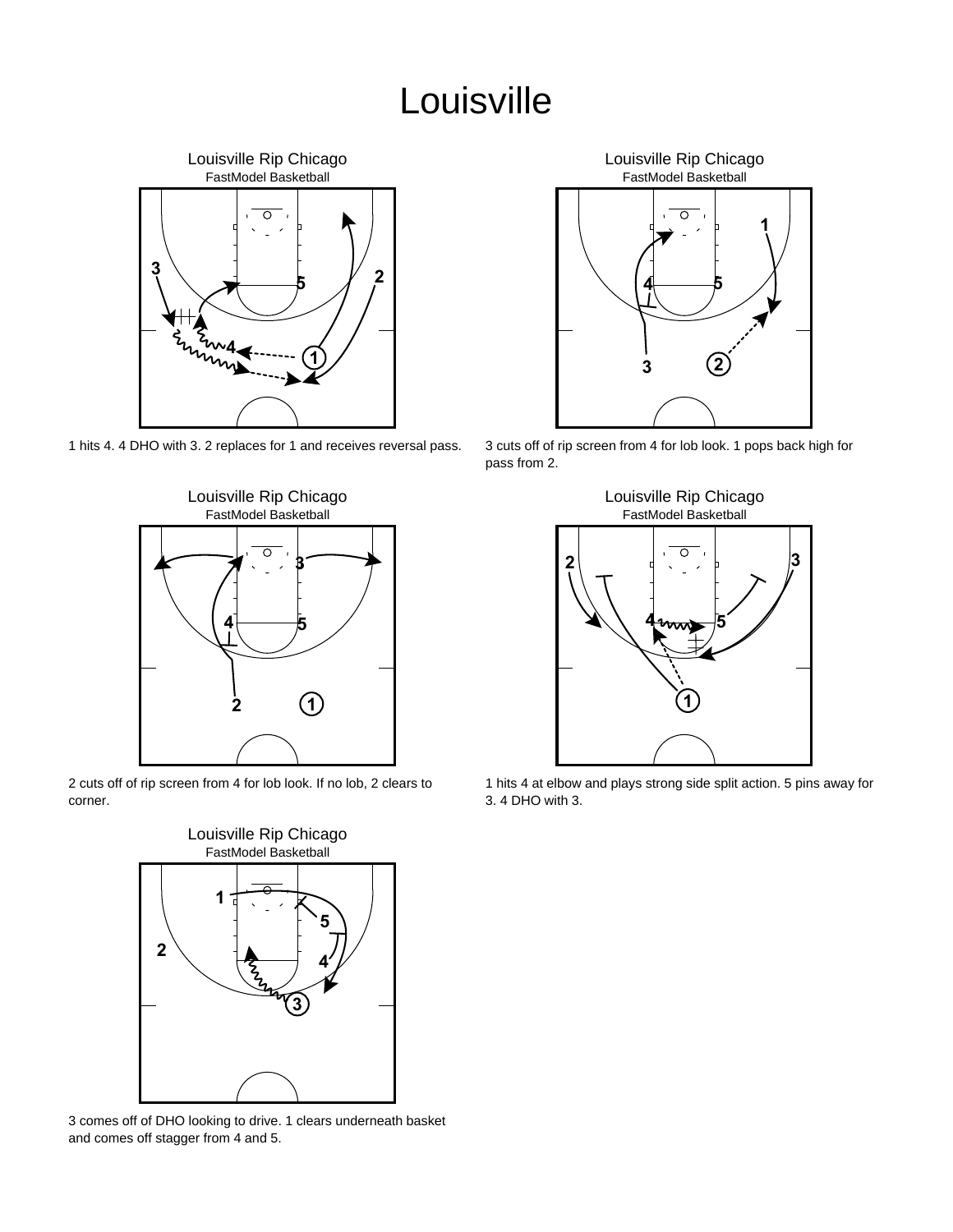# Louisville

Louisville Rip Chicago
FastModel Basketball

1 hits 4. 4 DHO with 3. 2 replaces for 1 and receives reversal pass.

Louisville Rip Chicago
FastModel Basketball

3 cuts off of rip screen from 4 for lob look. 1 pops back high for pass from 2.

Louisville Rip Chicago
FastModel Basketball

2 cuts off of rip screen from 4 for lob look. If no lob, 2 clears to corner.

Louisville Rip Chicago
FastModel Basketball

1 hits 4 at elbow and plays strong side split action. 5 pins away for 3. 4 DHO with 3.

Louisville Rip Chicago
FastModel Basketball

3 comes off of DHO looking to drive. 1 clears underneath basket and comes off stagger from 4 and 5.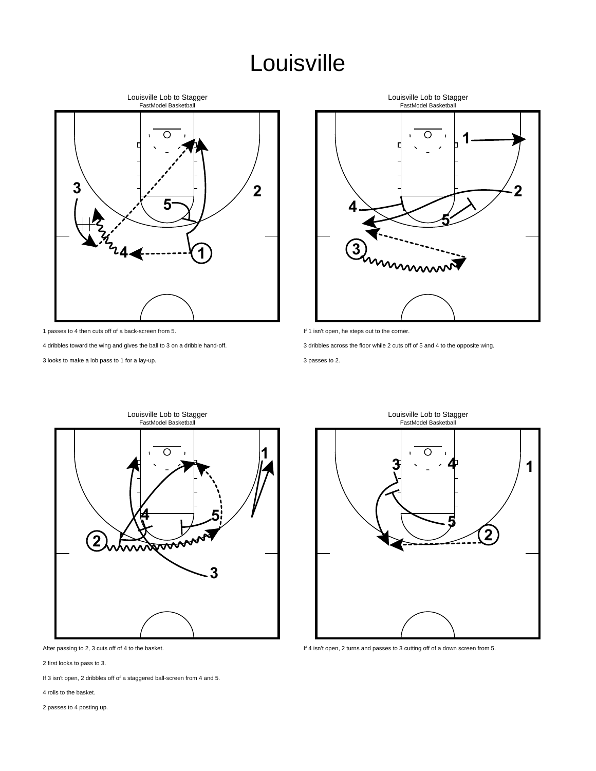# Louisville

Louisville Lob to Stagger
FastModel Basketball

1 passes to 4 then cuts off of a back-screen from 5.

4 dribbles toward the wing and gives the ball to 3 on a dribble hand-off.

3 looks to make a lob pass to 1 for a lay-up.

Louisville Lob to Stagger
FastModel Basketball

If 1 isn't open, he steps out to the corner.

3 dribbles across the floor while 2 cuts off of 5 and 4 to the opposite wing.

3 passes to 2.

Louisville Lob to Stagger
FastModel Basketball

After passing to 2, 3 cuts off of 4 to the basket.

2 first looks to pass to 3.

If 3 isn't open, 2 dribbles off of a staggered ball-screen from 4 and 5.

4 rolls to the basket.

2 passes to 4 posting up.

Louisville Lob to Stagger
FastModel Basketball

If 4 isn't open, 2 turns and passes to 3 cutting off of a down screen from 5.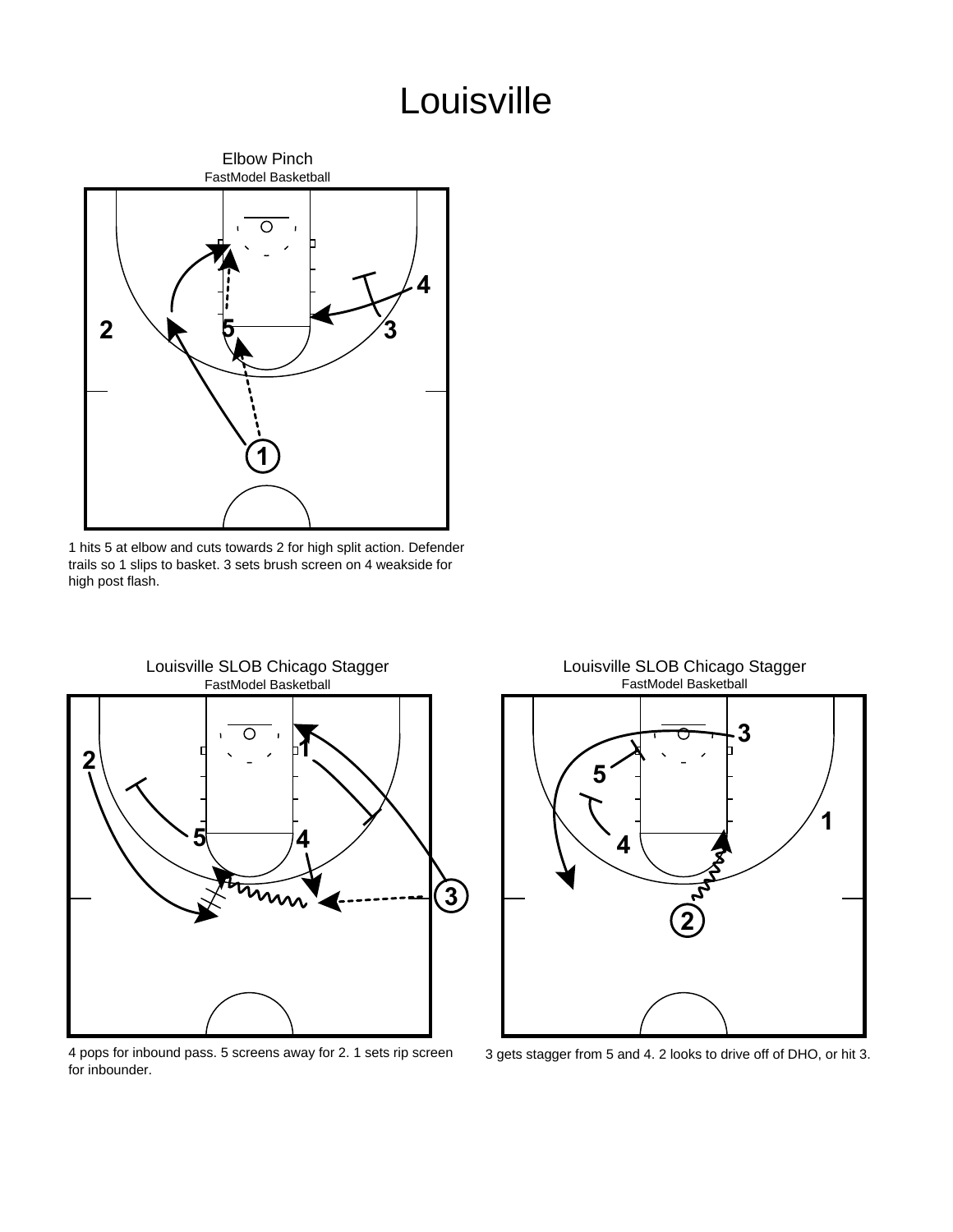# Louisville

## Elbow Pinch

FastModel Basketball

1 hits 5 at elbow and cuts towards 2 for high split action. Defender trails so 1 slips to basket. 3 sets brush screen on 4 weakside for high post flash.

## Louisville SLOB Chicago Stagger

FastModel Basketball

4 pops for inbound pass. 5 screens away for 2. 1 sets rip screen for inbounder.

## Louisville SLOB Chicago Stagger

FastModel Basketball

3 gets stagger from 5 and 4. 2 looks to drive off of DHO, or hit 3.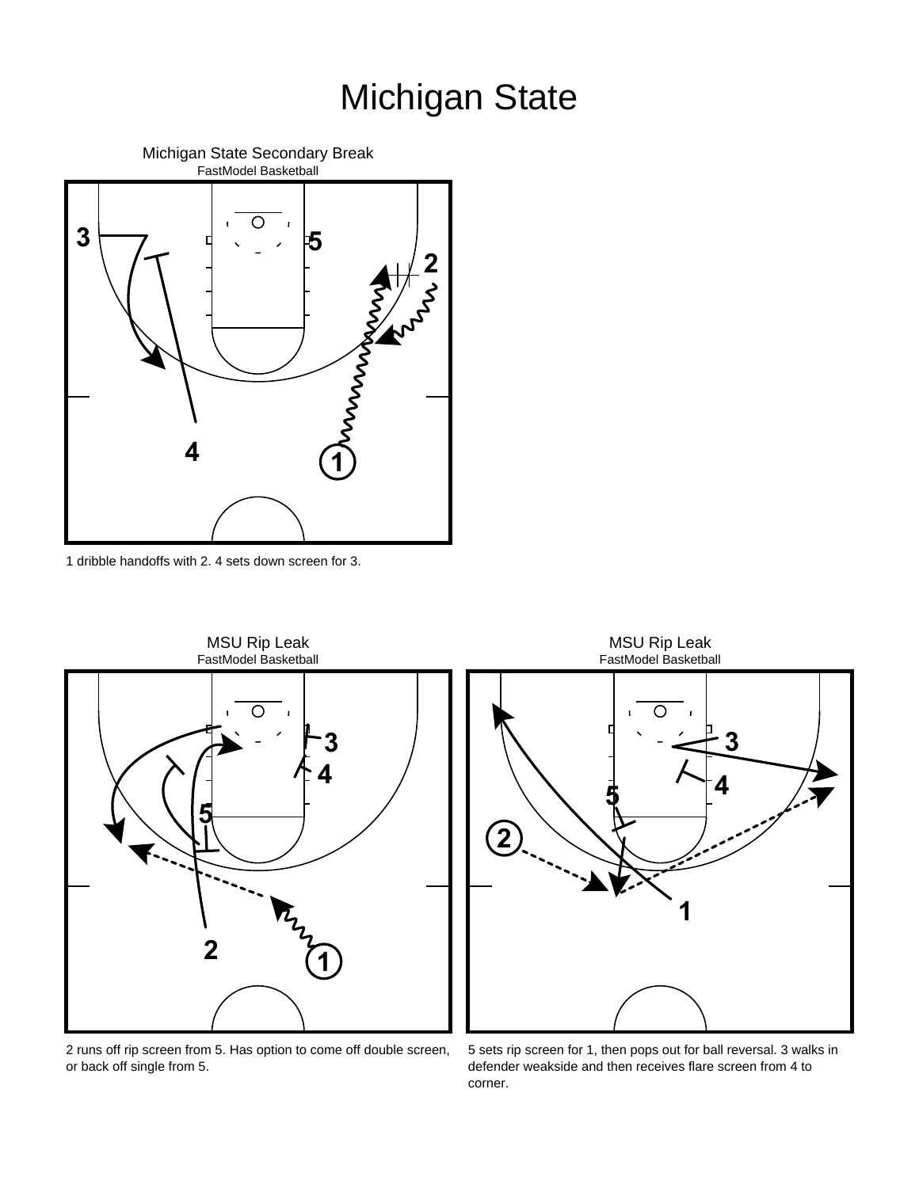# Michigan State

## Michigan State Secondary Break

FastModel Basketball

1 dribble handoffs with 2. 4 sets down screen for 3.

## MSU Rip Leak

FastModel Basketball

2 runs off rip screen from 5. Has option to come off double screen, or back off single from 5.

## MSU Rip Leak

FastModel Basketball

5 sets rip screen for 1, then pops out for ball reversal. 3 walks in defender weakside and then receives flare screen from 4 to corner.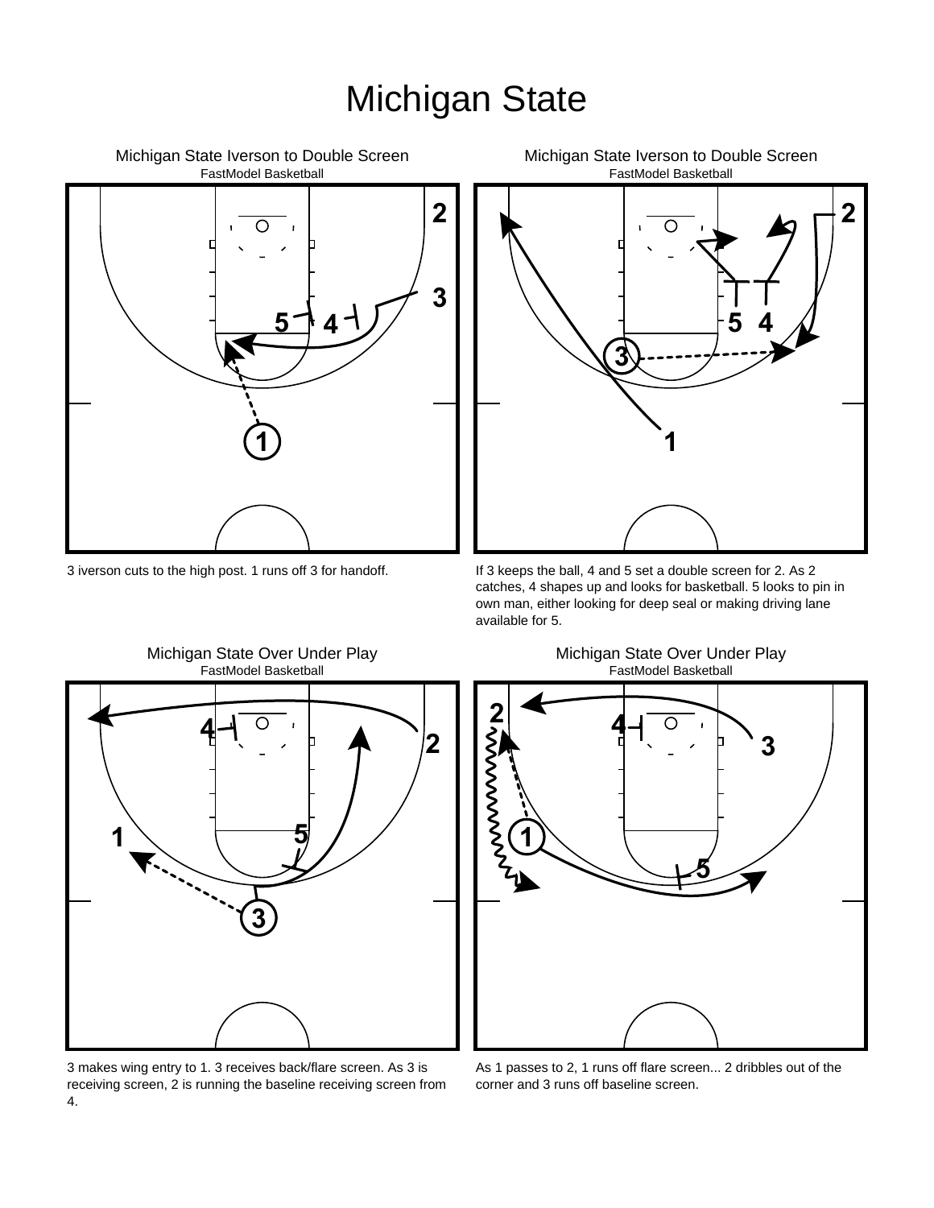# Michigan State

### Michigan State Iverson to Double Screen

FastModel Basketball

3 iverson cuts to the high post. 1 runs off 3 for handoff.

### Michigan State Iverson to Double Screen

FastModel Basketball

If 3 keeps the ball, 4 and 5 set a double screen for 2. As 2 catches, 4 shapes up and looks for basketball. 5 looks to pin in own man, either looking for deep seal or making driving lane available for 5.

### Michigan State Over Under Play

FastModel Basketball

3 makes wing entry to 1. 3 receives back/flare screen. As 3 is receiving screen, 2 is running the baseline receiving screen from 4.

### Michigan State Over Under Play

FastModel Basketball

As 1 passes to 2, 1 runs off flare screen... 2 dribbles out of the corner and 3 runs off baseline screen.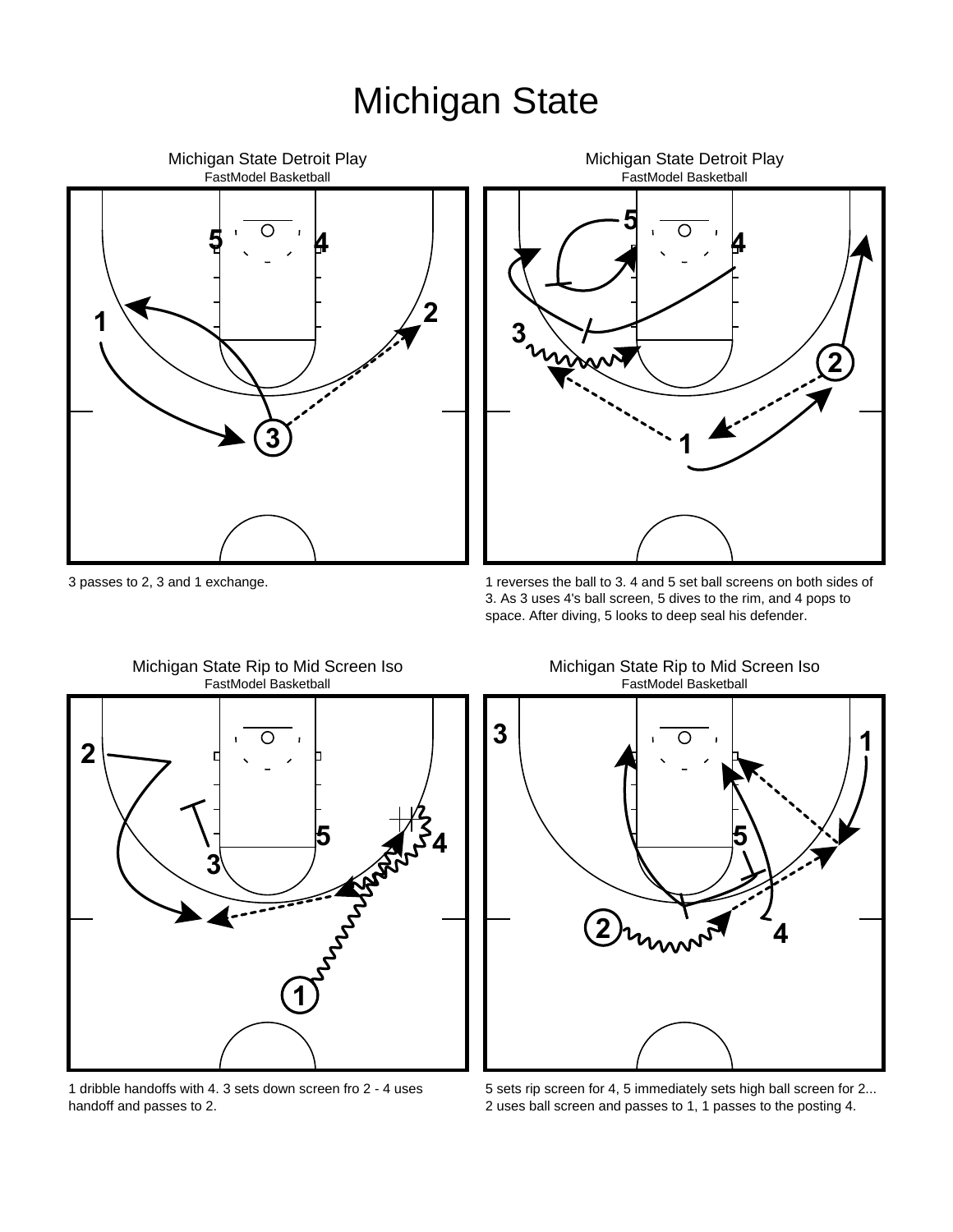# Michigan State

### Michigan State Detroit Play
FastModel Basketball

3 passes to 2, 3 and 1 exchange.

### Michigan State Detroit Play
FastModel Basketball

1 reverses the ball to 3. 4 and 5 set ball screens on both sides of 3. As 3 uses 4's ball screen, 5 dives to the rim, and 4 pops to space. After diving, 5 looks to deep seal his defender.

### Michigan State Rip to Mid Screen Iso
FastModel Basketball

1 dribble handoffs with 4. 3 sets down screen fro 2 - 4 uses handoff and passes to 2.

### Michigan State Rip to Mid Screen Iso
FastModel Basketball

5 sets rip screen for 4, 5 immediately sets high ball screen for 2... 2 uses ball screen and passes to 1, 1 passes to the posting 4.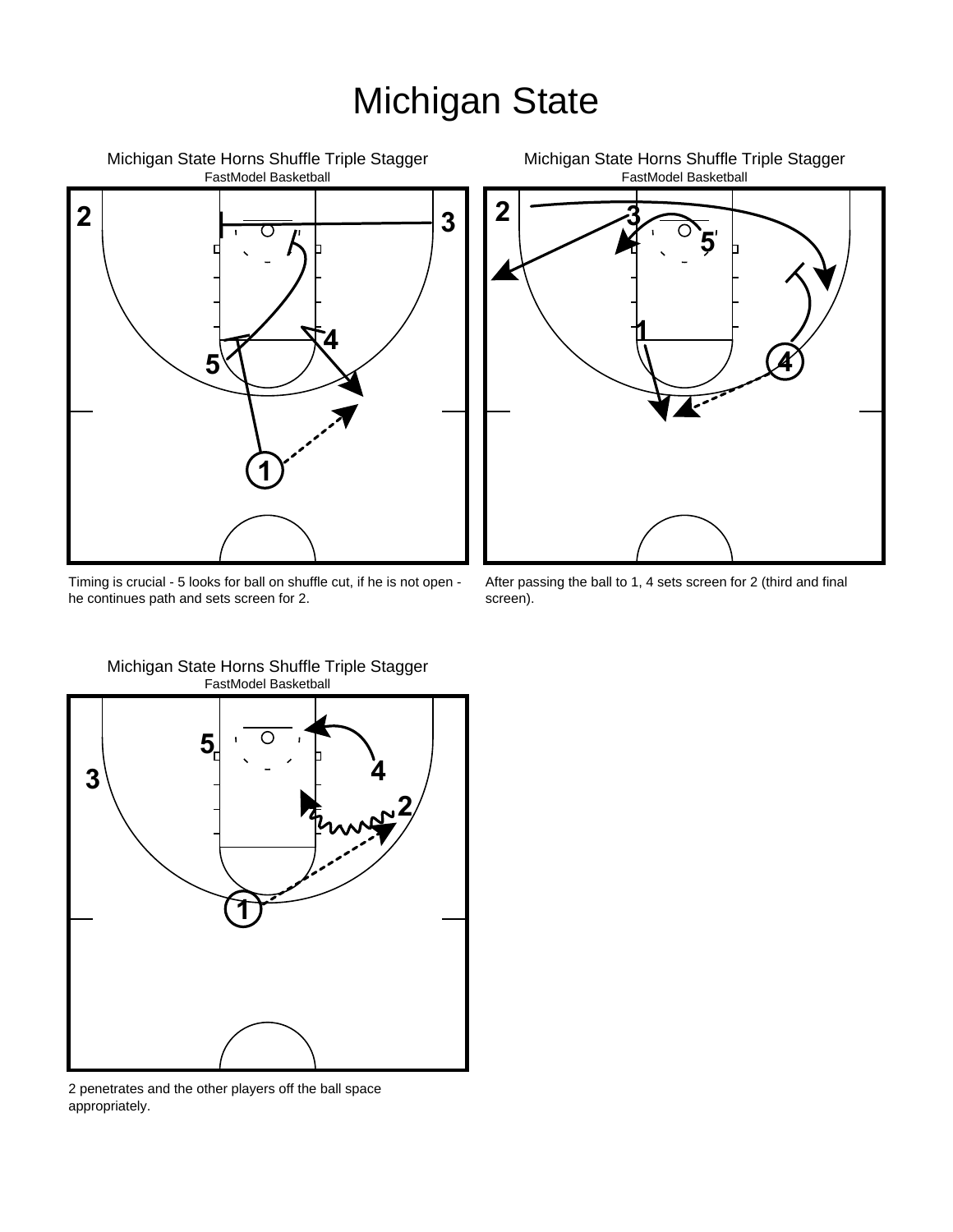# Michigan State

Michigan State Horns Shuffle Triple Stagger
FastModel Basketball

Timing is crucial - 5 looks for ball on shuffle cut, if he is not open - he continues path and sets screen for 2.

Michigan State Horns Shuffle Triple Stagger
FastModel Basketball

After passing the ball to 1, 4 sets screen for 2 (third and final screen).

Michigan State Horns Shuffle Triple Stagger
FastModel Basketball

2 penetrates and the other players off the ball space appropriately.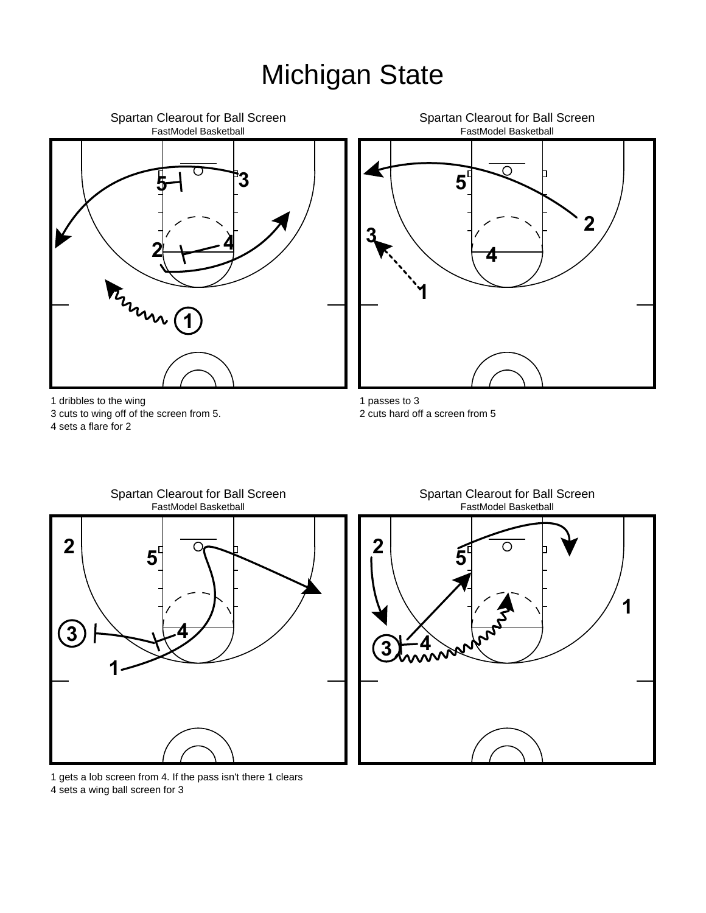# Michigan State

## Spartan Clearout for Ball Screen
FastModel Basketball

1 dribbles to the wing
3 cuts to wing off of the screen from 5.
4 sets a flare for 2

## Spartan Clearout for Ball Screen
FastModel Basketball

1 passes to 3
2 cuts hard off a screen from 5

## Spartan Clearout for Ball Screen
FastModel Basketball

1 gets a lob screen from 4. If the pass isn't there 1 clears
4 sets a wing ball screen for 3

## Spartan Clearout for Ball Screen
FastModel Basketball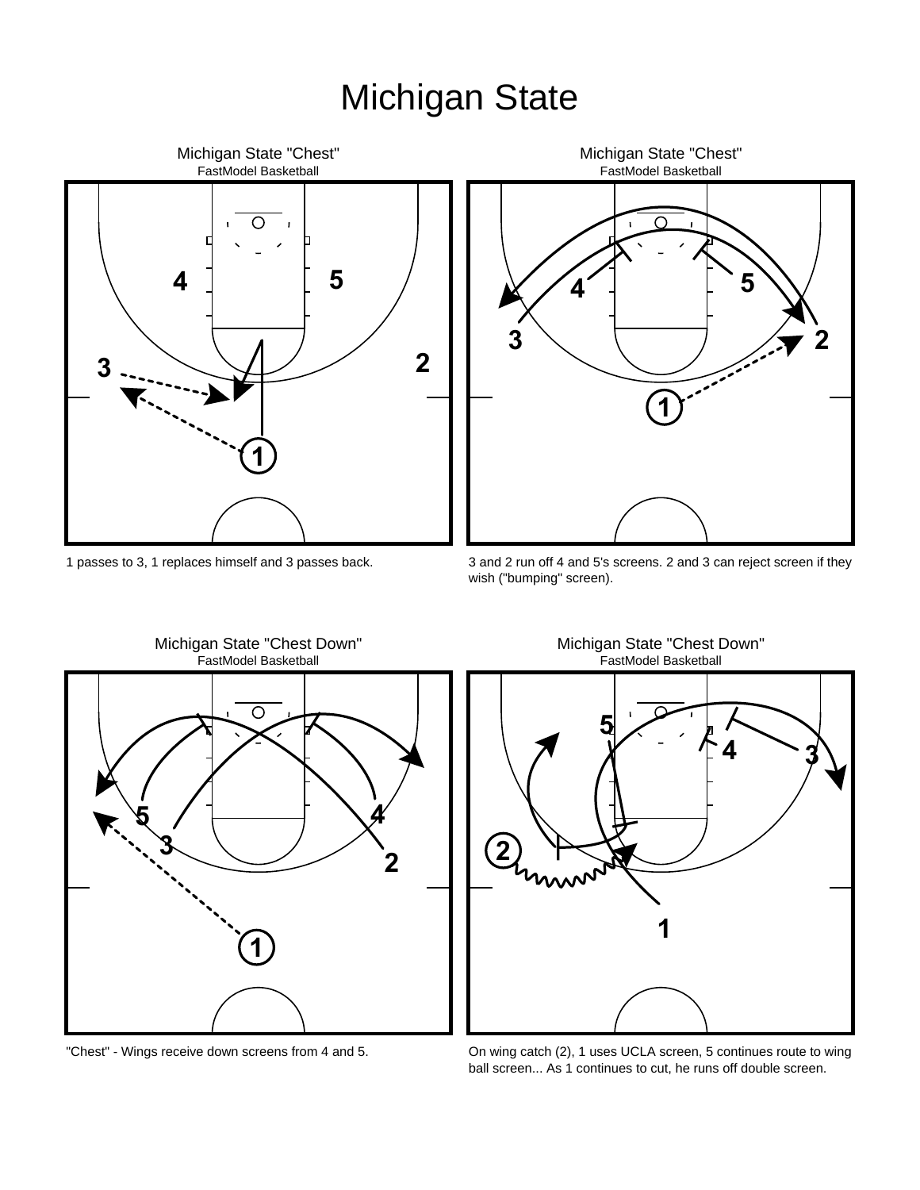# Michigan State

## Michigan State "Chest"

FastModel Basketball

1 passes to 3, 1 replaces himself and 3 passes back.

## Michigan State "Chest"

FastModel Basketball

3 and 2 run off 4 and 5's screens. 2 and 3 can reject screen if they wish ("bumping" screen).

## Michigan State "Chest Down"

FastModel Basketball

"Chest" - Wings receive down screens from 4 and 5.

## Michigan State "Chest Down"

FastModel Basketball

On wing catch (2), 1 uses UCLA screen, 5 continues route to wing ball screen... As 1 continues to cut, he runs off double screen.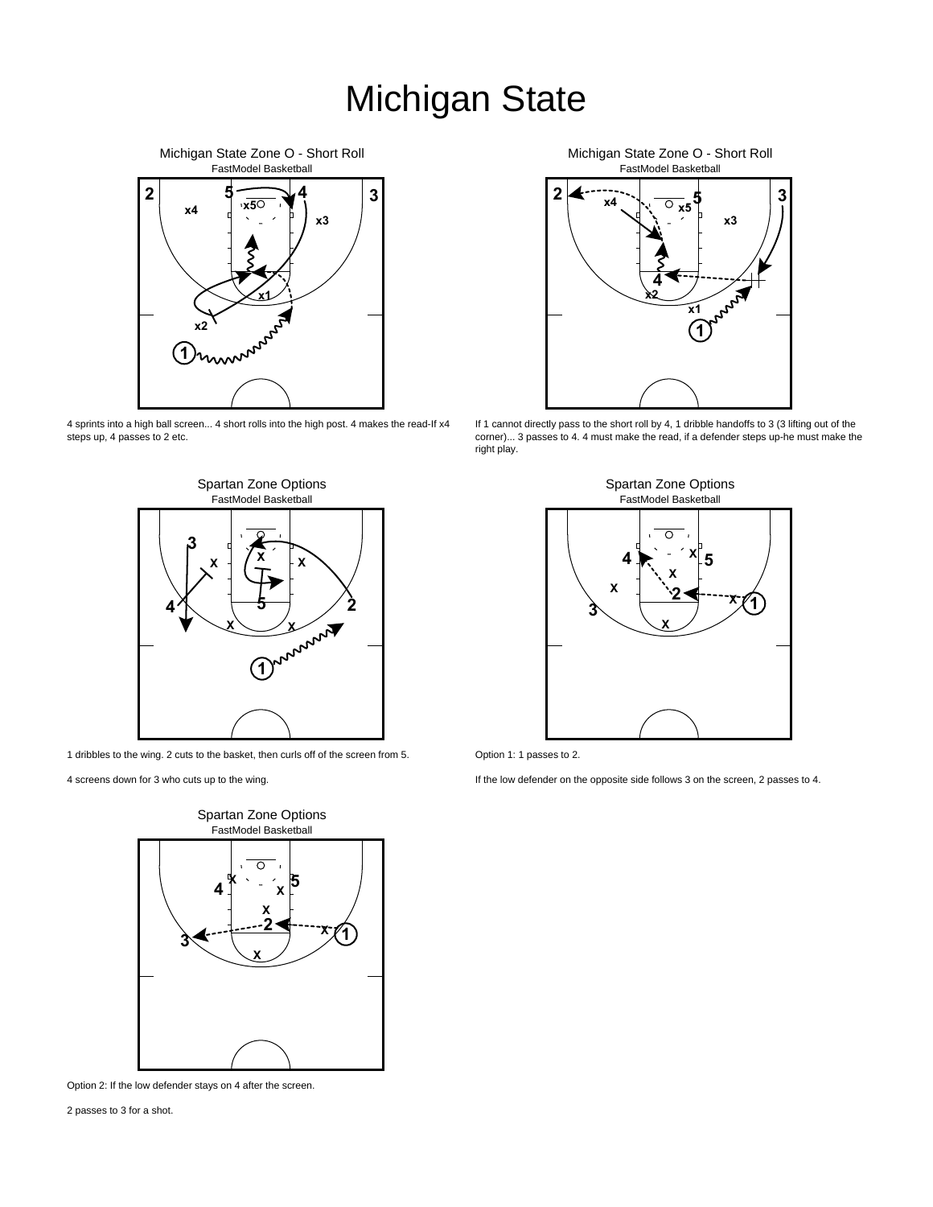# Michigan State

### Michigan State Zone O - Short Roll

FastModel Basketball

4 sprints into a high ball screen... 4 short rolls into the high post. 4 makes the read-If x4 steps up, 4 passes to 2 etc.

### Michigan State Zone O - Short Roll

FastModel Basketball

If 1 cannot directly pass to the short roll by 4, 1 dribble handoffs to 3 (3 lifting out of the corner)... 3 passes to 4. 4 must make the read, if a defender steps up-he must make the right play.

### Spartan Zone Options

FastModel Basketball

1 dribbles to the wing. 2 cuts to the basket, then curls off of the screen from 5.

4 screens down for 3 who cuts up to the wing.

### Spartan Zone Options

FastModel Basketball

Option 1: 1 passes to 2.

If the low defender on the opposite side follows 3 on the screen, 2 passes to 4.

### Spartan Zone Options

FastModel Basketball

Option 2: If the low defender stays on 4 after the screen.

2 passes to 3 for a shot.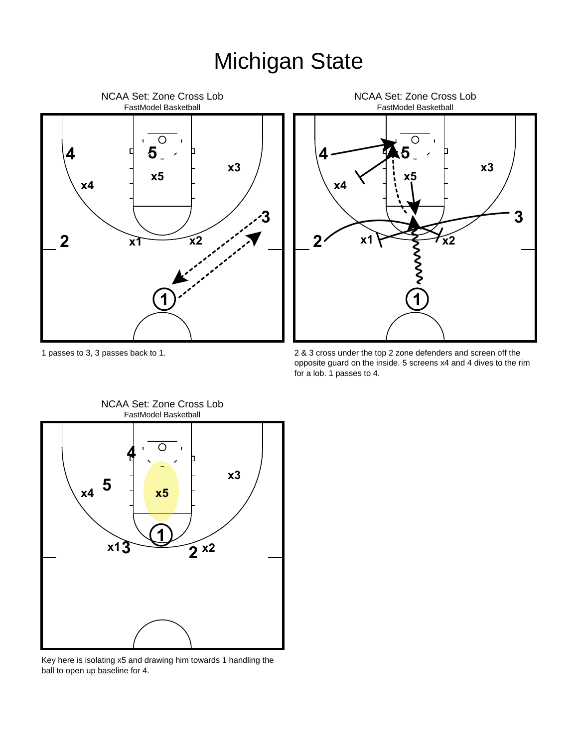# Michigan State

NCAA Set: Zone Cross Lob
FastModel Basketball

1 passes to 3, 3 passes back to 1.

NCAA Set: Zone Cross Lob
FastModel Basketball

2 & 3 cross under the top 2 zone defenders and screen off the opposite guard on the inside. 5 screens x4 and 4 dives to the rim for a lob. 1 passes to 4.

NCAA Set: Zone Cross Lob
FastModel Basketball

Key here is isolating x5 and drawing him towards 1 handling the ball to open up baseline for 4.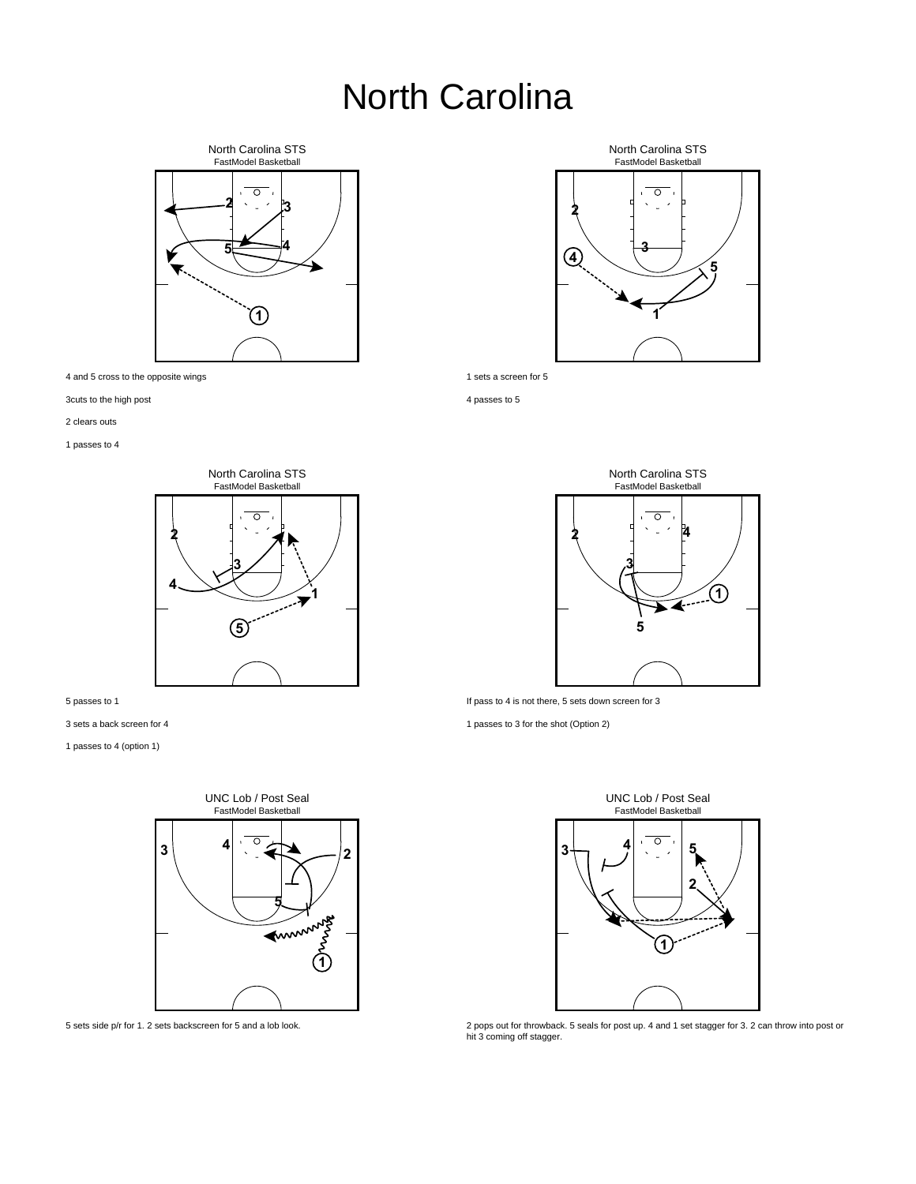# North Carolina

North Carolina STS
FastModel Basketball

4 and 5 cross to the opposite wings

3cuts to the high post

2 clears outs

1 passes to 4

North Carolina STS
FastModel Basketball

1 sets a screen for 5

4 passes to 5

North Carolina STS
FastModel Basketball

5 passes to 1

3 sets a back screen for 4

1 passes to 4 (option 1)

North Carolina STS
FastModel Basketball

If pass to 4 is not there, 5 sets down screen for 3

1 passes to 3 for the shot (Option 2)

UNC Lob / Post Seal
FastModel Basketball

5 sets side p/r for 1. 2 sets backscreen for 5 and a lob look.

UNC Lob / Post Seal
FastModel Basketball

2 pops out for throwback. 5 seals for post up. 4 and 1 set stagger for 3. 2 can throw into post or hit 3 coming off stagger.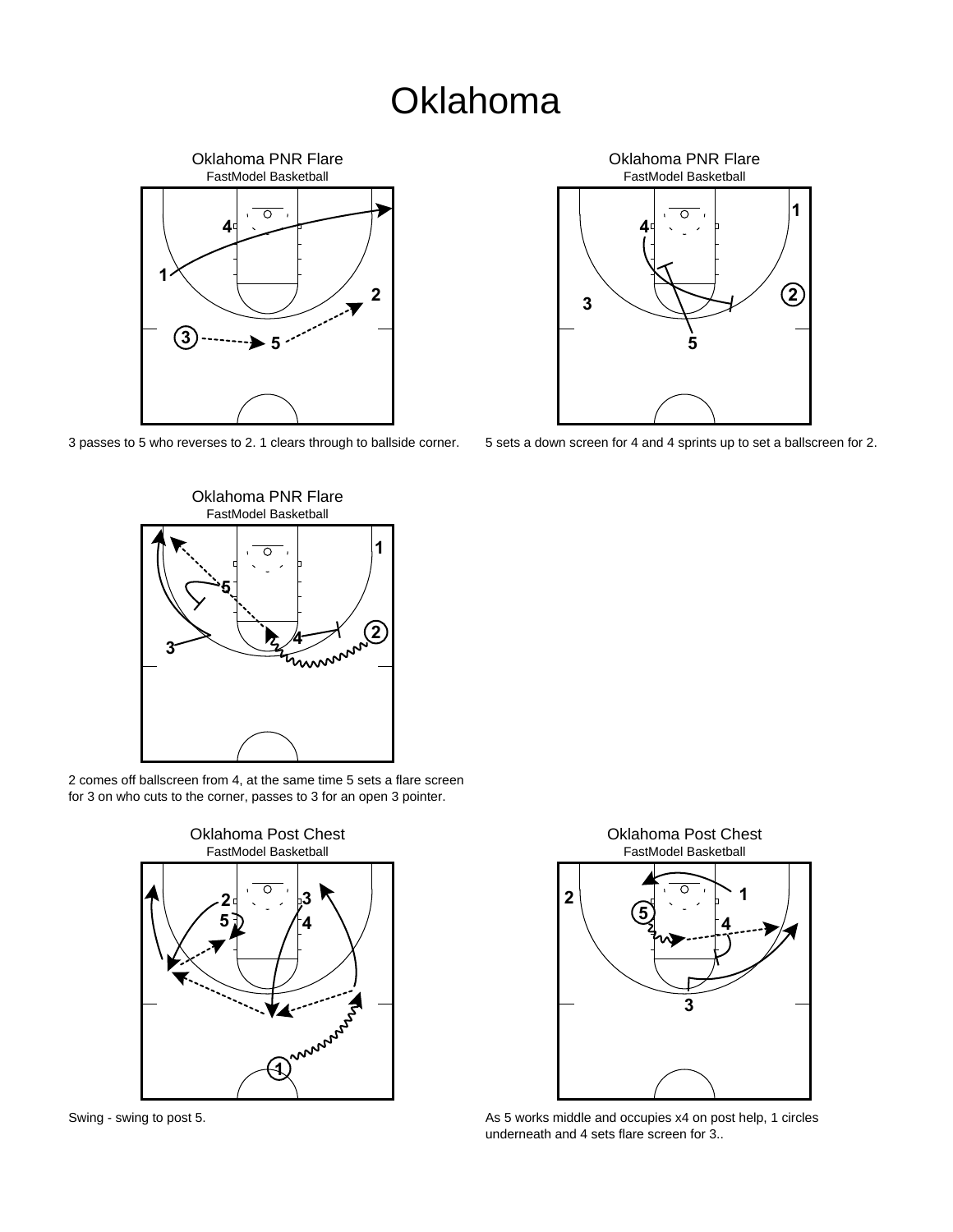# Oklahoma

### Oklahoma PNR Flare

FastModel Basketball

3 passes to 5 who reverses to 2. 1 clears through to ballside corner.

### Oklahoma PNR Flare

FastModel Basketball

5 sets a down screen for 4 and 4 sprints up to set a ballscreen for 2.

### Oklahoma PNR Flare

FastModel Basketball

2 comes off ballscreen from 4, at the same time 5 sets a flare screen for 3 on who cuts to the corner, passes to 3 for an open 3 pointer.

### Oklahoma Post Chest

FastModel Basketball

Swing - swing to post 5.

### Oklahoma Post Chest

FastModel Basketball

As 5 works middle and occupies x4 on post help, 1 circles underneath and 4 sets flare screen for 3..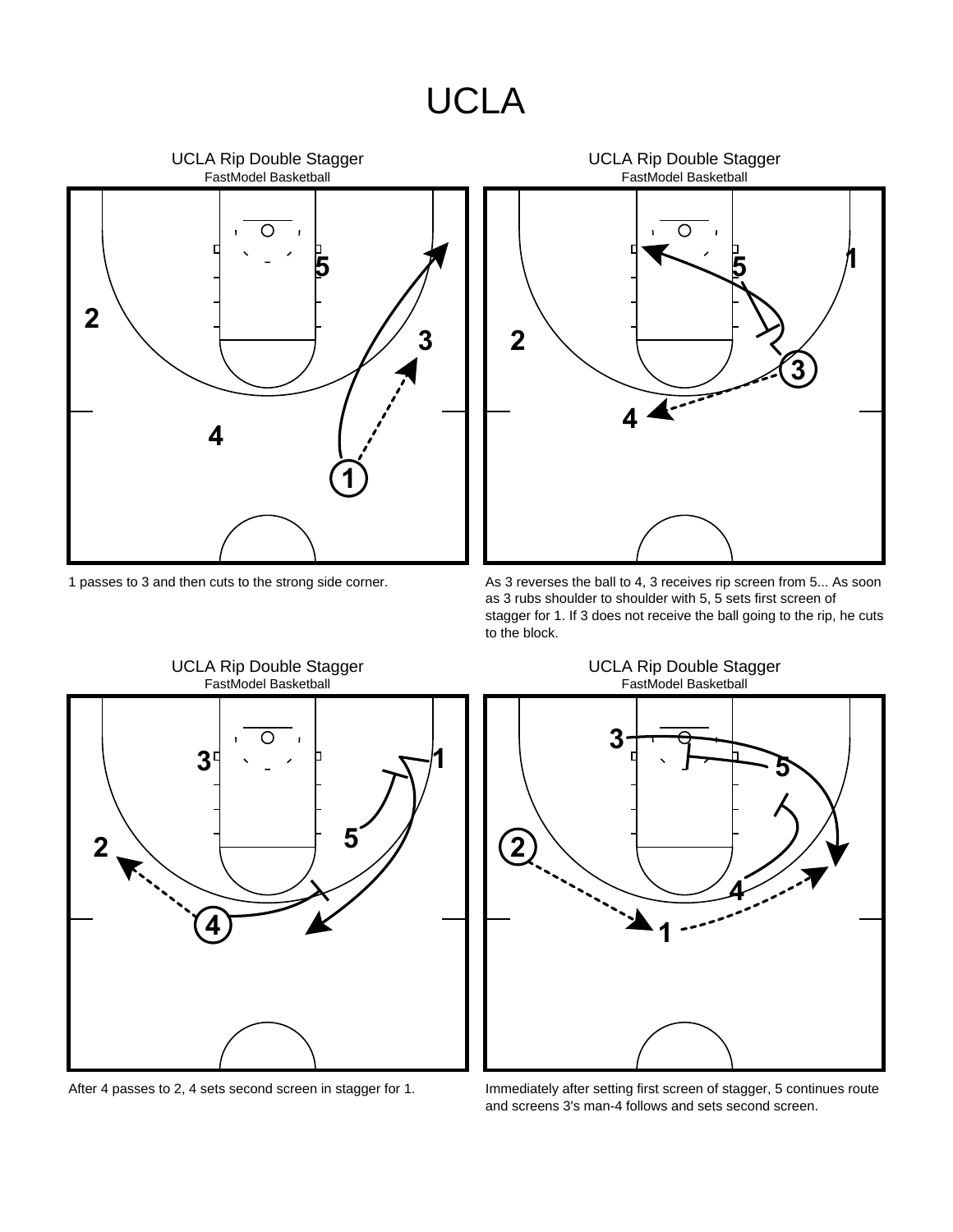# UCLA

### UCLA Rip Double Stagger
FastModel Basketball

1 passes to 3 and then cuts to the strong side corner.

### UCLA Rip Double Stagger
FastModel Basketball

As 3 reverses the ball to 4, 3 receives rip screen from 5... As soon as 3 rubs shoulder to shoulder with 5, 5 sets first screen of stagger for 1. If 3 does not receive the ball going to the rip, he cuts to the block.

### UCLA Rip Double Stagger
FastModel Basketball

After 4 passes to 2, 4 sets second screen in stagger for 1.

### UCLA Rip Double Stagger
FastModel Basketball

Immediately after setting first screen of stagger, 5 continues route and screens 3's man-4 follows and sets second screen.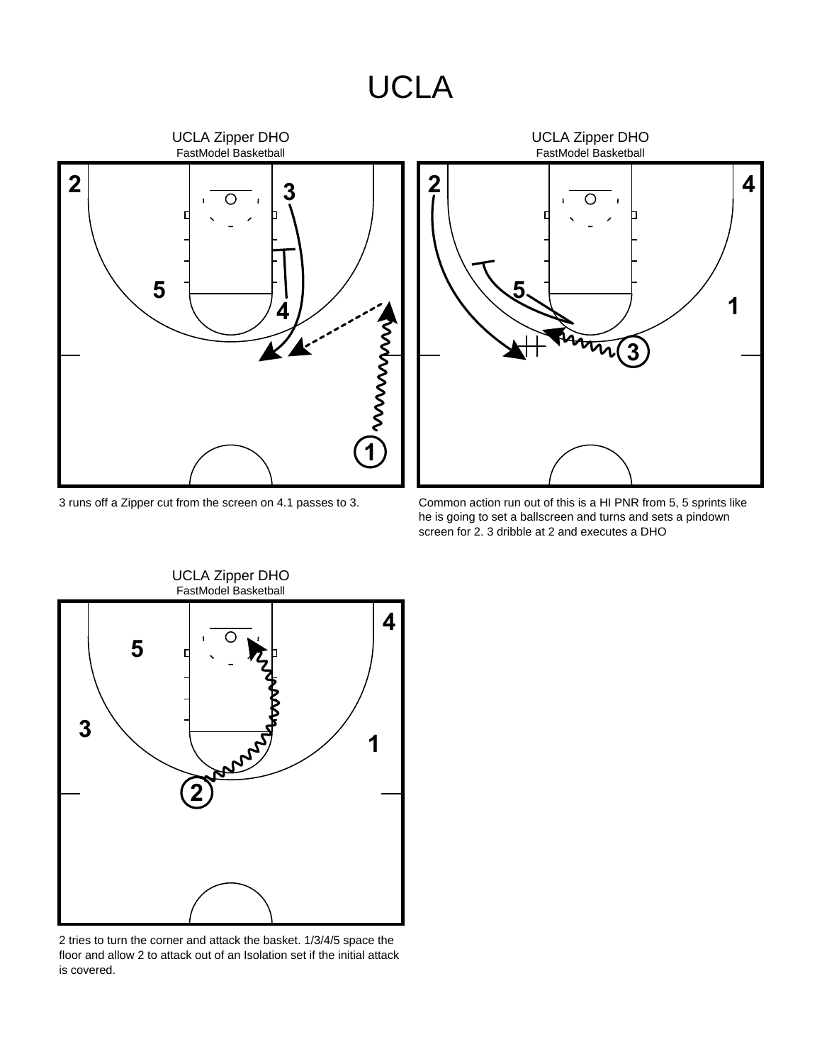# UCLA

UCLA Zipper DHO
FastModel Basketball

3 runs off a Zipper cut from the screen on 4.1 passes to 3.

UCLA Zipper DHO
FastModel Basketball

Common action run out of this is a HI PNR from 5, 5 sprints like he is going to set a ballscreen and turns and sets a pindown screen for 2. 3 dribble at 2 and executes a DHO

UCLA Zipper DHO
FastModel Basketball

2 tries to turn the corner and attack the basket. 1/3/4/5 space the floor and allow 2 to attack out of an Isolation set if the initial attack is covered.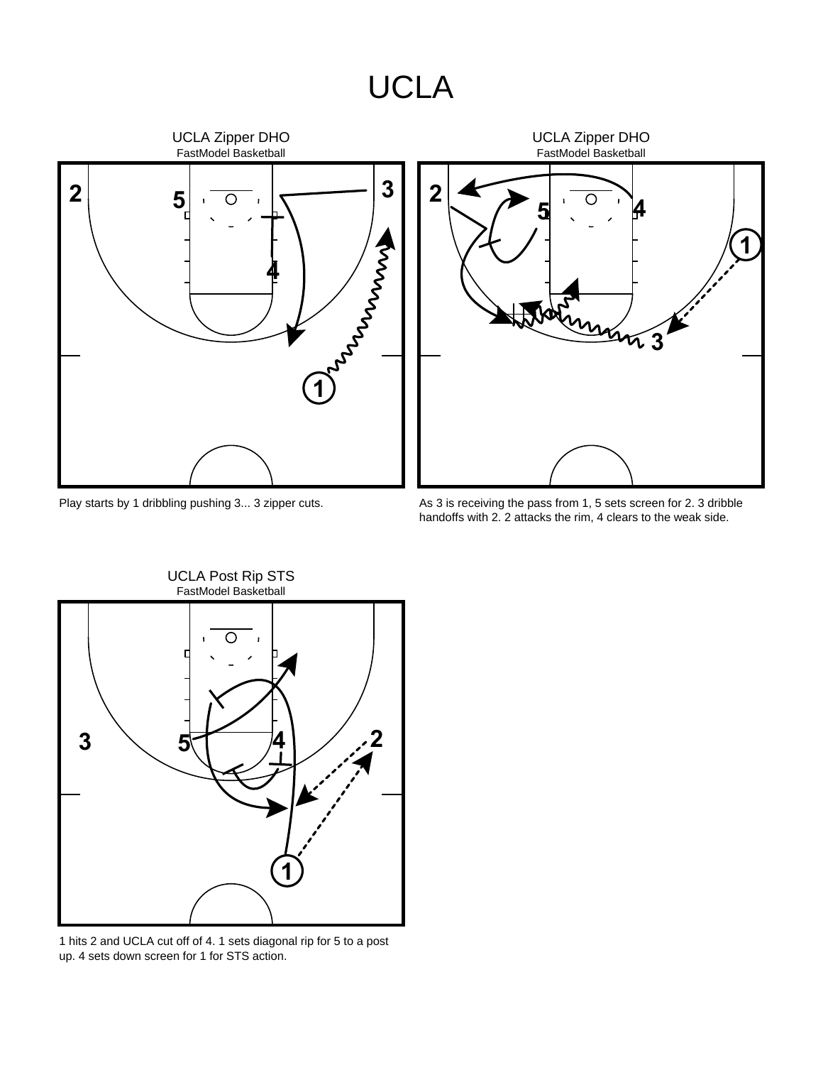# UCLA

## UCLA Zipper DHO

FastModel Basketball

Play starts by 1 dribbling pushing 3... 3 zipper cuts.

## UCLA Zipper DHO

FastModel Basketball

As 3 is receiving the pass from 1, 5 sets screen for 2. 3 dribble handoffs with 2. 2 attacks the rim, 4 clears to the weak side.

## UCLA Post Rip STS

FastModel Basketball

1 hits 2 and UCLA cut off of 4. 1 sets diagonal rip for 5 to a post up. 4 sets down screen for 1 for STS action.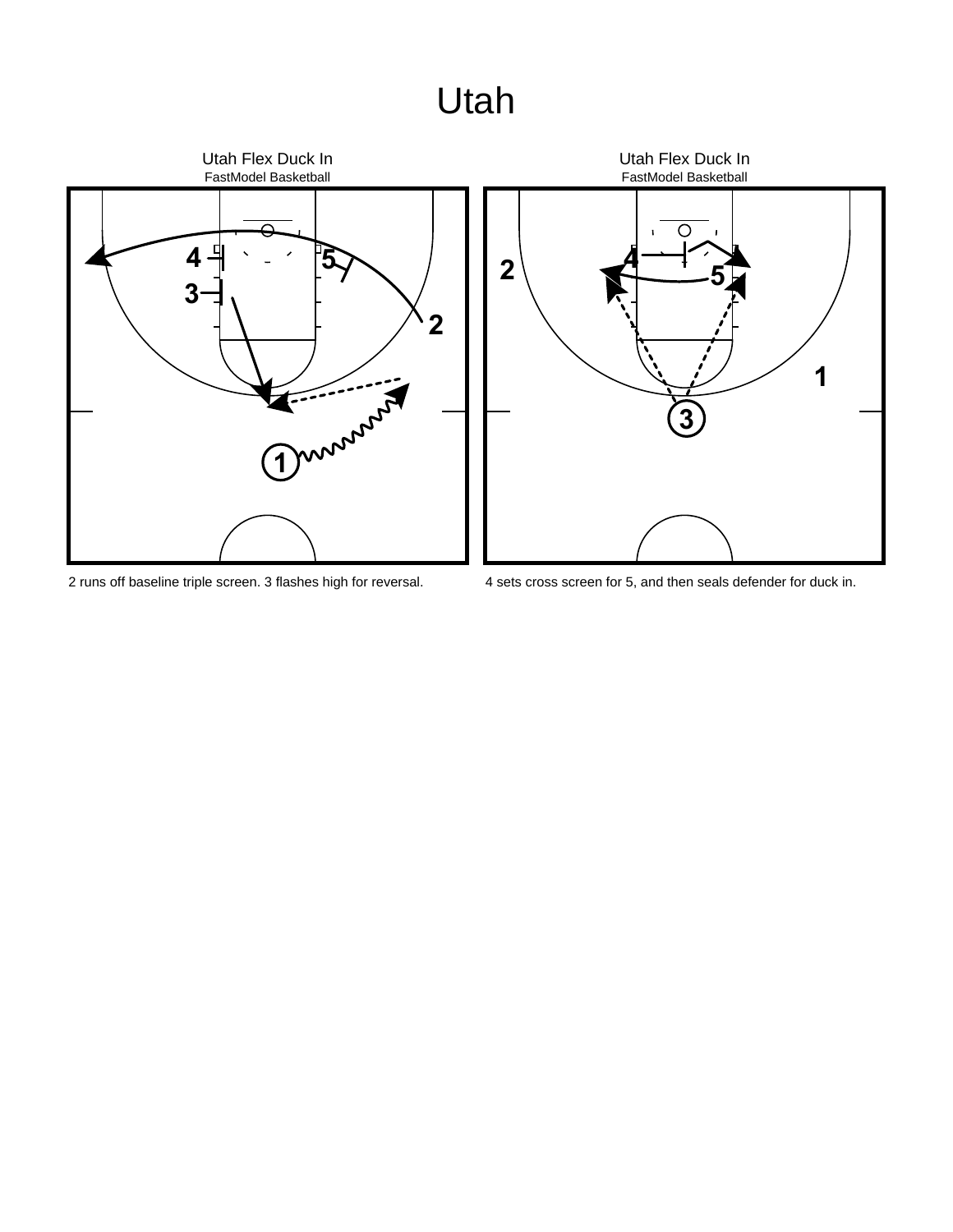# Utah

Utah Flex Duck In

FastModel Basketball

2 runs off baseline triple screen. 3 flashes high for reversal.

Utah Flex Duck In

FastModel Basketball

4 sets cross screen for 5, and then seals defender for duck in.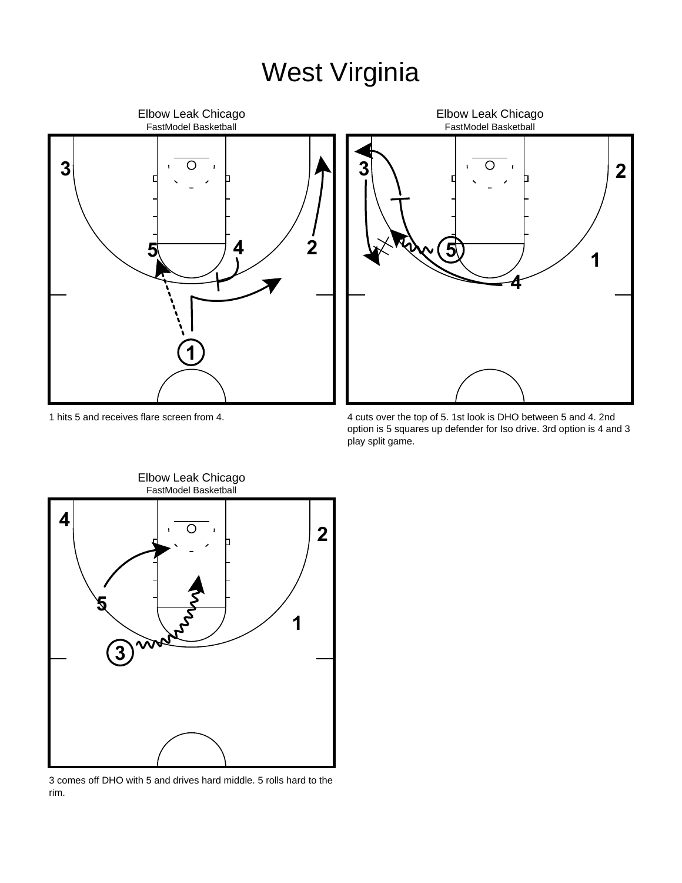# West Virginia

Elbow Leak Chicago
FastModel Basketball

1 hits 5 and receives flare screen from 4.

Elbow Leak Chicago
FastModel Basketball

4 cuts over the top of 5. 1st look is DHO between 5 and 4. 2nd option is 5 squares up defender for Iso drive. 3rd option is 4 and 3 play split game.

Elbow Leak Chicago
FastModel Basketball

3 comes off DHO with 5 and drives hard middle. 5 rolls hard to the rim.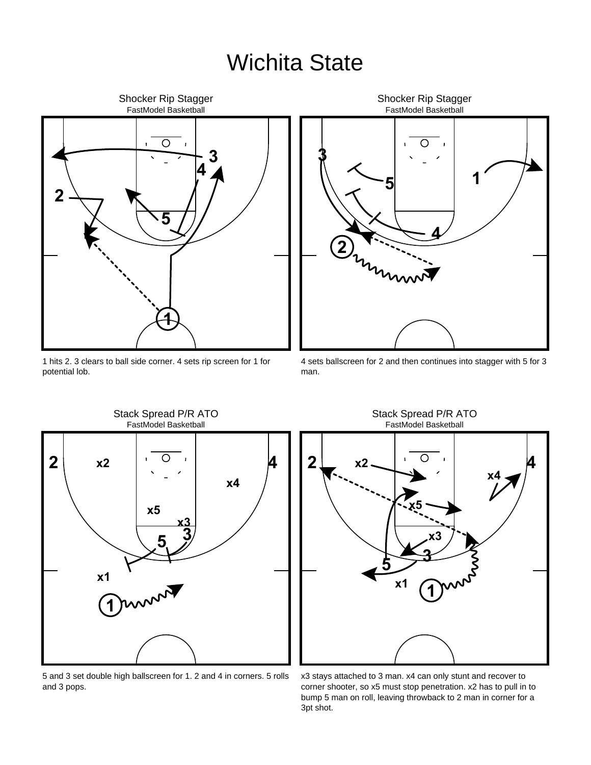# Wichita State

## Shocker Rip Stagger

FastModel Basketball

1 hits 2. 3 clears to ball side corner. 4 sets rip screen for 1 for potential lob.

## Shocker Rip Stagger

FastModel Basketball

4 sets ballscreen for 2 and then continues into stagger with 5 for 3 man.

## Stack Spread P/R ATO

FastModel Basketball

5 and 3 set double high ballscreen for 1. 2 and 4 in corners. 5 rolls and 3 pops.

## Stack Spread P/R ATO

FastModel Basketball

x3 stays attached to 3 man. x4 can only stunt and recover to corner shooter, so x5 must stop penetration. x2 has to pull in to bump 5 man on roll, leaving throwback to 2 man in corner for a 3pt shot.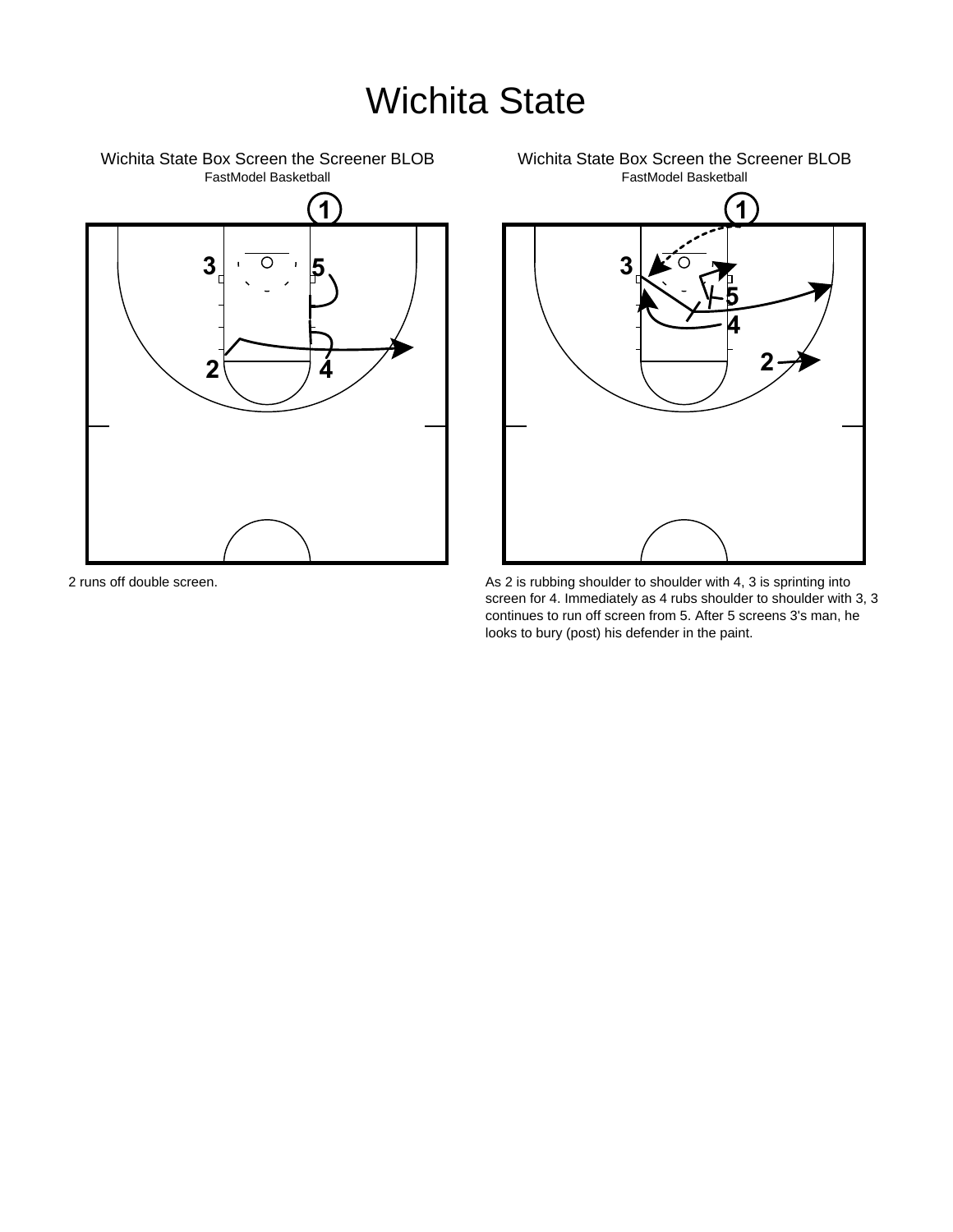# Wichita State

## Wichita State Box Screen the Screener BLOB

FastModel Basketball

2 runs off double screen.

## Wichita State Box Screen the Screener BLOB

FastModel Basketball

As 2 is rubbing shoulder to shoulder with 4, 3 is sprinting into screen for 4. Immediately as 4 rubs shoulder to shoulder with 3, 3 continues to run off screen from 5. After 5 screens 3's man, he looks to bury (post) his defender in the paint.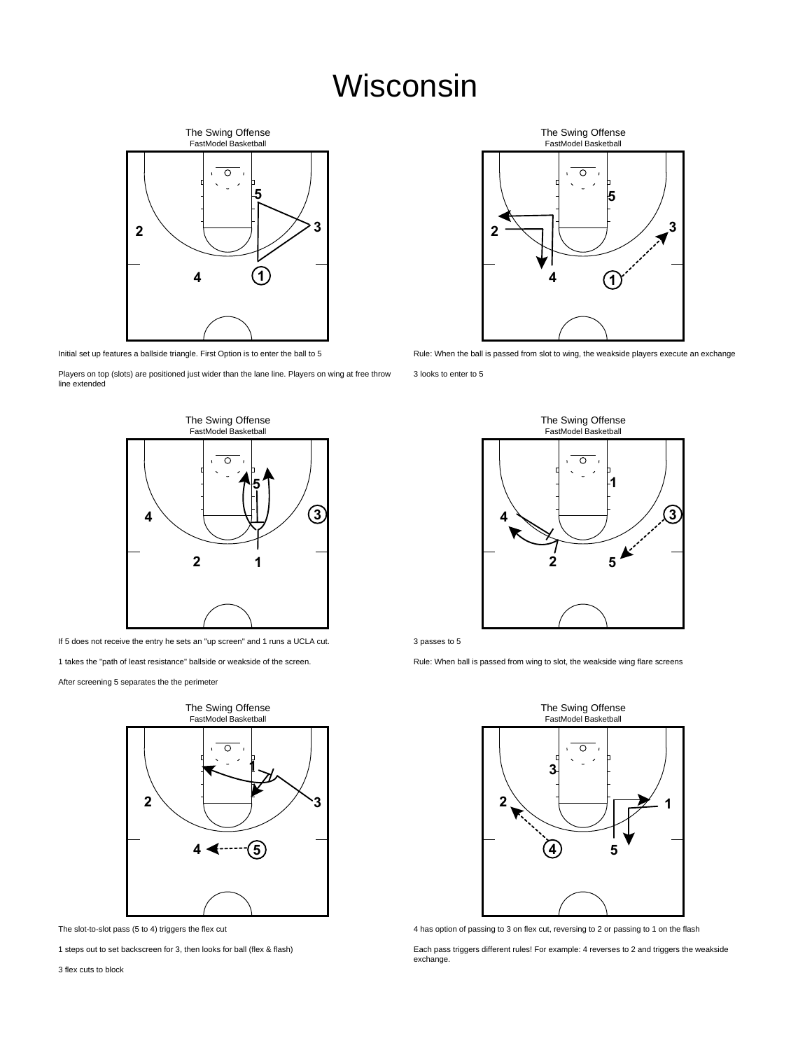# Wisconsin

The Swing Offense
FastModel Basketball

Initial set up features a ballside triangle. First Option is to enter the ball to 5

Players on top (slots) are positioned just wider than the lane line. Players on wing at free throw line extended

The Swing Offense
FastModel Basketball

Rule: When the ball is passed from slot to wing, the weakside players execute an exchange

3 looks to enter to 5

The Swing Offense
FastModel Basketball

If 5 does not receive the entry he sets an "up screen" and 1 runs a UCLA cut.

1 takes the "path of least resistance" ballside or weakside of the screen.

After screening 5 separates the the perimeter

The Swing Offense
FastModel Basketball

3 passes to 5

Rule: When ball is passed from wing to slot, the weakside wing flare screens

The Swing Offense
FastModel Basketball

The slot-to-slot pass (5 to 4) triggers the flex cut

1 steps out to set backscreen for 3, then looks for ball (flex & flash)

3 flex cuts to block

The Swing Offense
FastModel Basketball

4 has option of passing to 3 on flex cut, reversing to 2 or passing to 1 on the flash

Each pass triggers different rules! For example: 4 reverses to 2 and triggers the weakside exchange.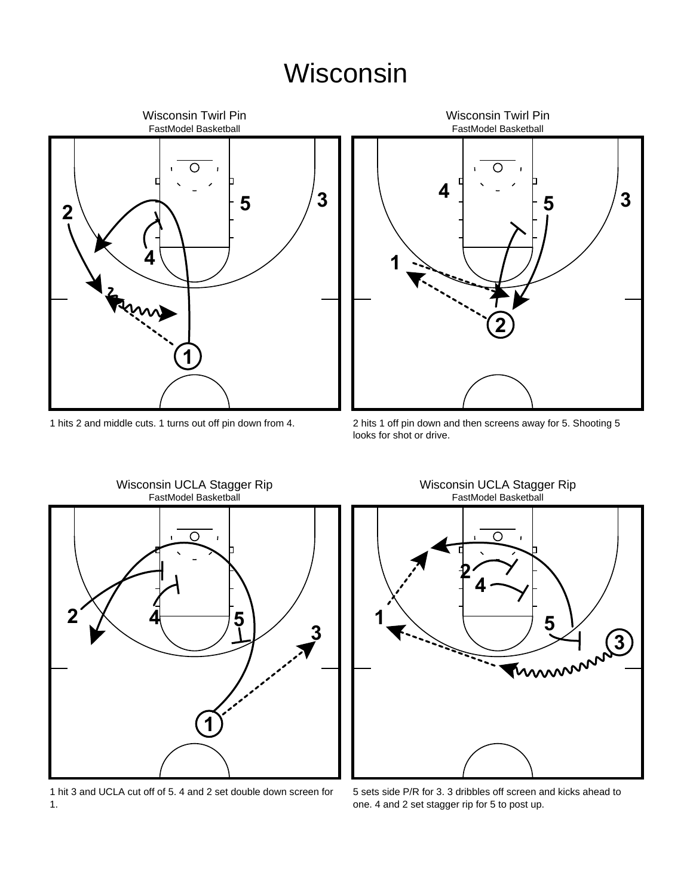# Wisconsin

## Wisconsin Twirl Pin

FastModel Basketball

1 hits 2 and middle cuts. 1 turns out off pin down from 4.

## Wisconsin Twirl Pin

FastModel Basketball

2 hits 1 off pin down and then screens away for 5. Shooting 5 looks for shot or drive.

## Wisconsin UCLA Stagger Rip

FastModel Basketball

1 hit 3 and UCLA cut off of 5. 4 and 2 set double down screen for 1.

## Wisconsin UCLA Stagger Rip

FastModel Basketball

5 sets side P/R for 3. 3 dribbles off screen and kicks ahead to one. 4 and 2 set stagger rip for 5 to post up.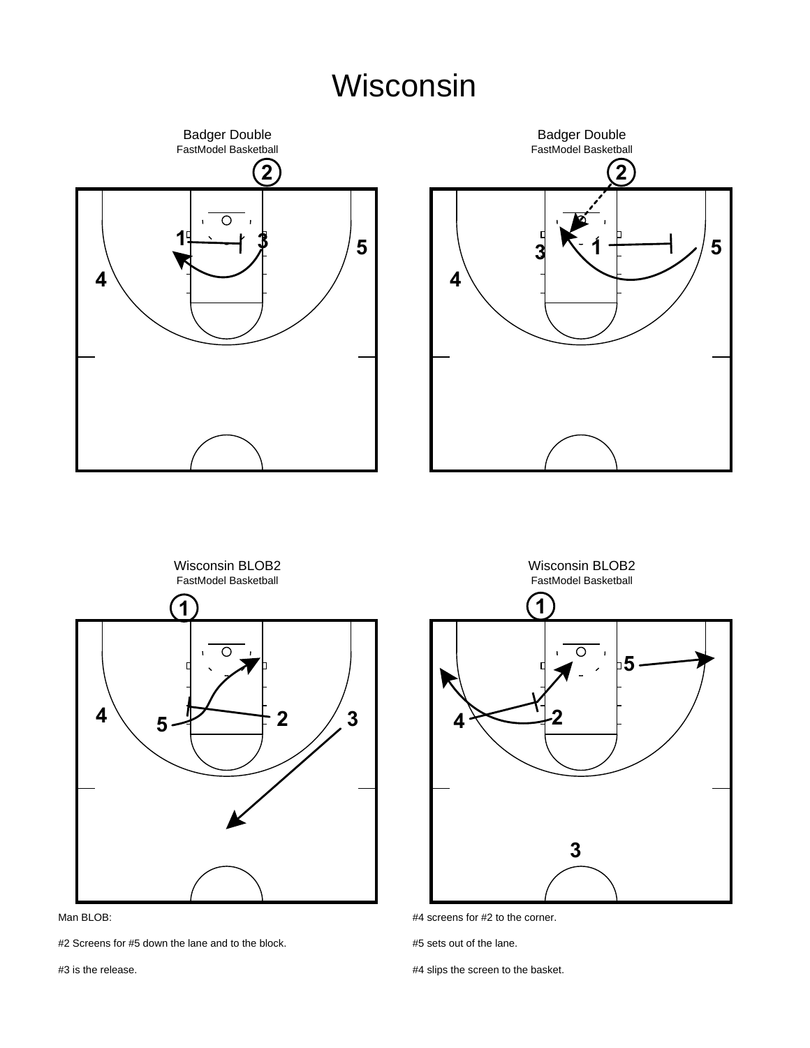# Wisconsin

Badger Double
FastModel Basketball

Badger Double
FastModel Basketball

Wisconsin BLOB2
FastModel Basketball

Wisconsin BLOB2
FastModel Basketball

Man BLOB:

#2 Screens for #5 down the lane and to the block.

#3 is the release.

#4 screens for #2 to the corner.

#5 sets out of the lane.

#4 slips the screen to the basket.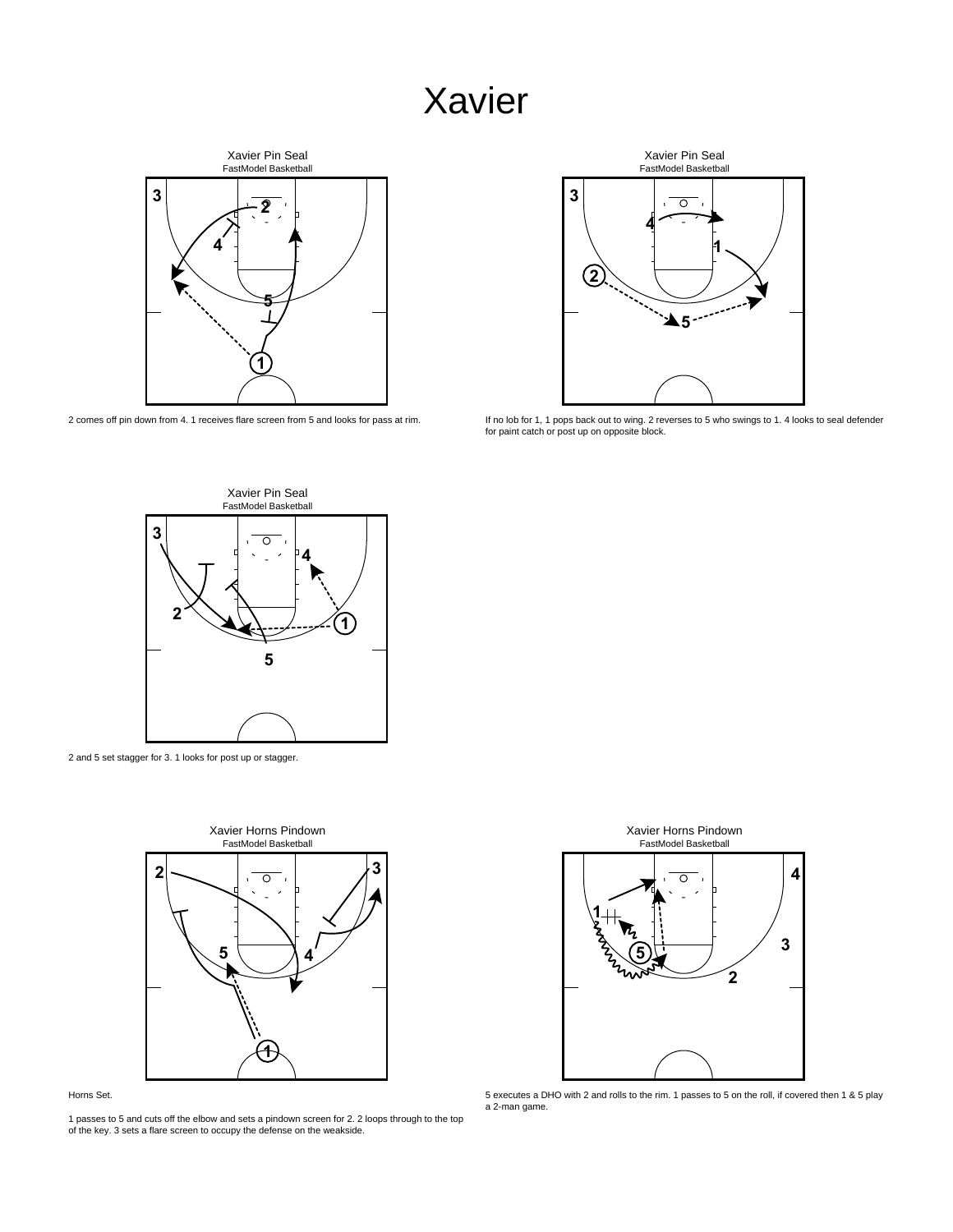# Xavier

Xavier Pin Seal
FastModel Basketball

2 comes off pin down from 4. 1 receives flare screen from 5 and looks for pass at rim.

Xavier Pin Seal
FastModel Basketball

If no lob for 1, 1 pops back out to wing. 2 reverses to 5 who swings to 1. 4 looks to seal defender for paint catch or post up on opposite block.

Xavier Pin Seal
FastModel Basketball

2 and 5 set stagger for 3. 1 looks for post up or stagger.

Xavier Horns Pindown
FastModel Basketball

Horns Set.

1 passes to 5 and cuts off the elbow and sets a pindown screen for 2. 2 loops through to the top of the key. 3 sets a flare screen to occupy the defense on the weakside.

Xavier Horns Pindown
FastModel Basketball

5 executes a DHO with 2 and rolls to the rim. 1 passes to 5 on the roll, if covered then 1 & 5 play a 2-man game.